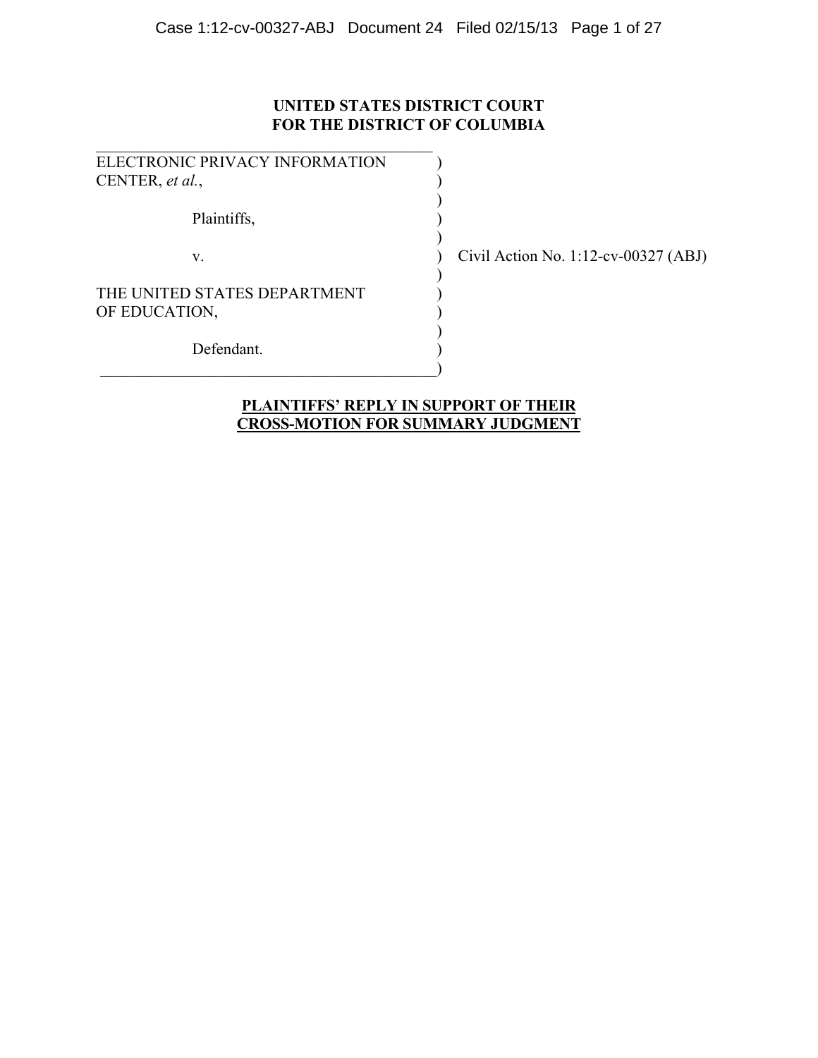**UNITED STATES DISTRICT COURT**
**FOR THE DISTRICT OF COLUMBIA**

| | | |
|---|---|---|
| ELECTRONIC PRIVACY INFORMATION CENTER, *et al.*, | ) | |
| Plaintiffs, | ) | |
| v. | ) | Civil Action No. 1:12-cv-00327 (ABJ) |
| THE UNITED STATES DEPARTMENT OF EDUCATION, | ) | |
| Defendant. | ) | |

**PLAINTIFFS' REPLY IN SUPPORT OF THEIR CROSS-MOTION FOR SUMMARY JUDGMENT**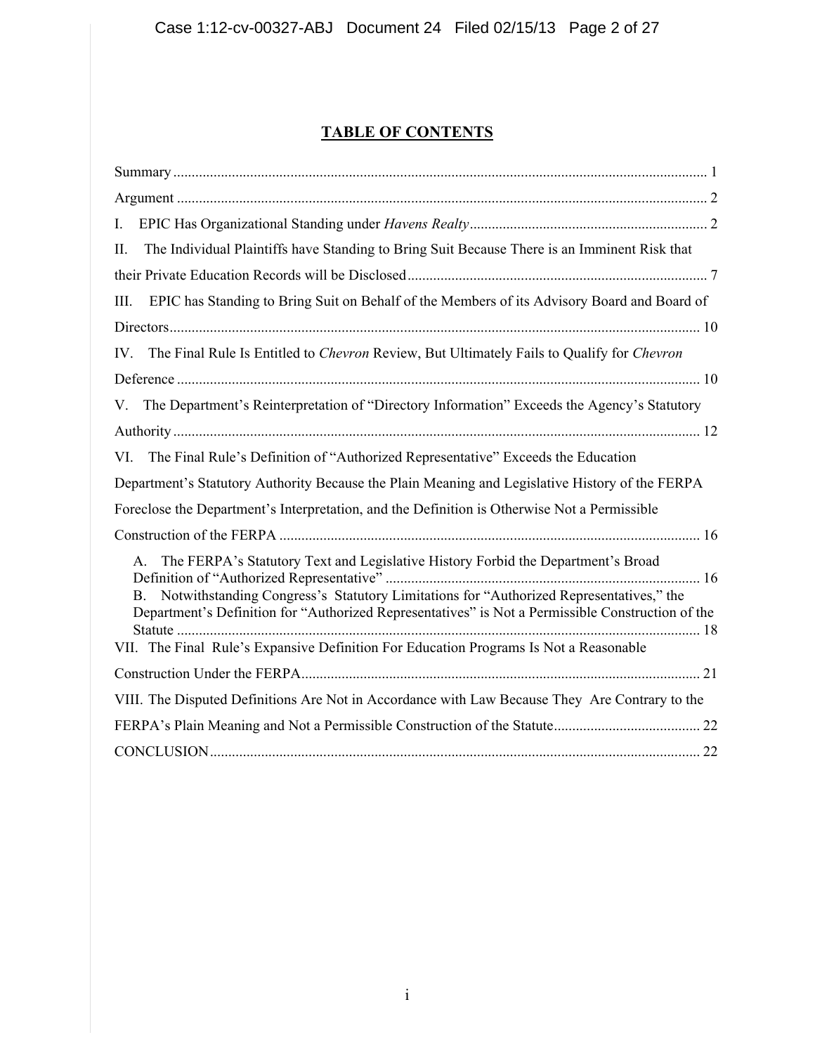# TABLE OF CONTENTS

Summary ..... 1

Argument ..... 2

I. EPIC Has Organizational Standing under *Havens Realty* ..... 2

II. The Individual Plaintiffs have Standing to Bring Suit Because There is an Imminent Risk that their Private Education Records will be Disclosed ..... 7

III. EPIC has Standing to Bring Suit on Behalf of the Members of its Advisory Board and Board of Directors ..... 10

IV. The Final Rule Is Entitled to *Chevron* Review, But Ultimately Fails to Qualify for *Chevron* Deference ..... 10

V. The Department's Reinterpretation of "Directory Information" Exceeds the Agency's Statutory Authority ..... 12

VI. The Final Rule's Definition of "Authorized Representative" Exceeds the Education Department's Statutory Authority Because the Plain Meaning and Legislative History of the FERPA Foreclose the Department's Interpretation, and the Definition is Otherwise Not a Permissible Construction of the FERPA ..... 16

- A. The FERPA's Statutory Text and Legislative History Forbid the Department's Broad Definition of "Authorized Representative" ..... 16
- B. Notwithstanding Congress's Statutory Limitations for "Authorized Representatives," the Department's Definition for "Authorized Representatives" is Not a Permissible Construction of the Statute ..... 18

VII. The Final Rule's Expansive Definition For Education Programs Is Not a Reasonable Construction Under the FERPA ..... 21

VIII. The Disputed Definitions Are Not in Accordance with Law Because They Are Contrary to the FERPA's Plain Meaning and Not a Permissible Construction of the Statute ..... 22

CONCLUSION ..... 22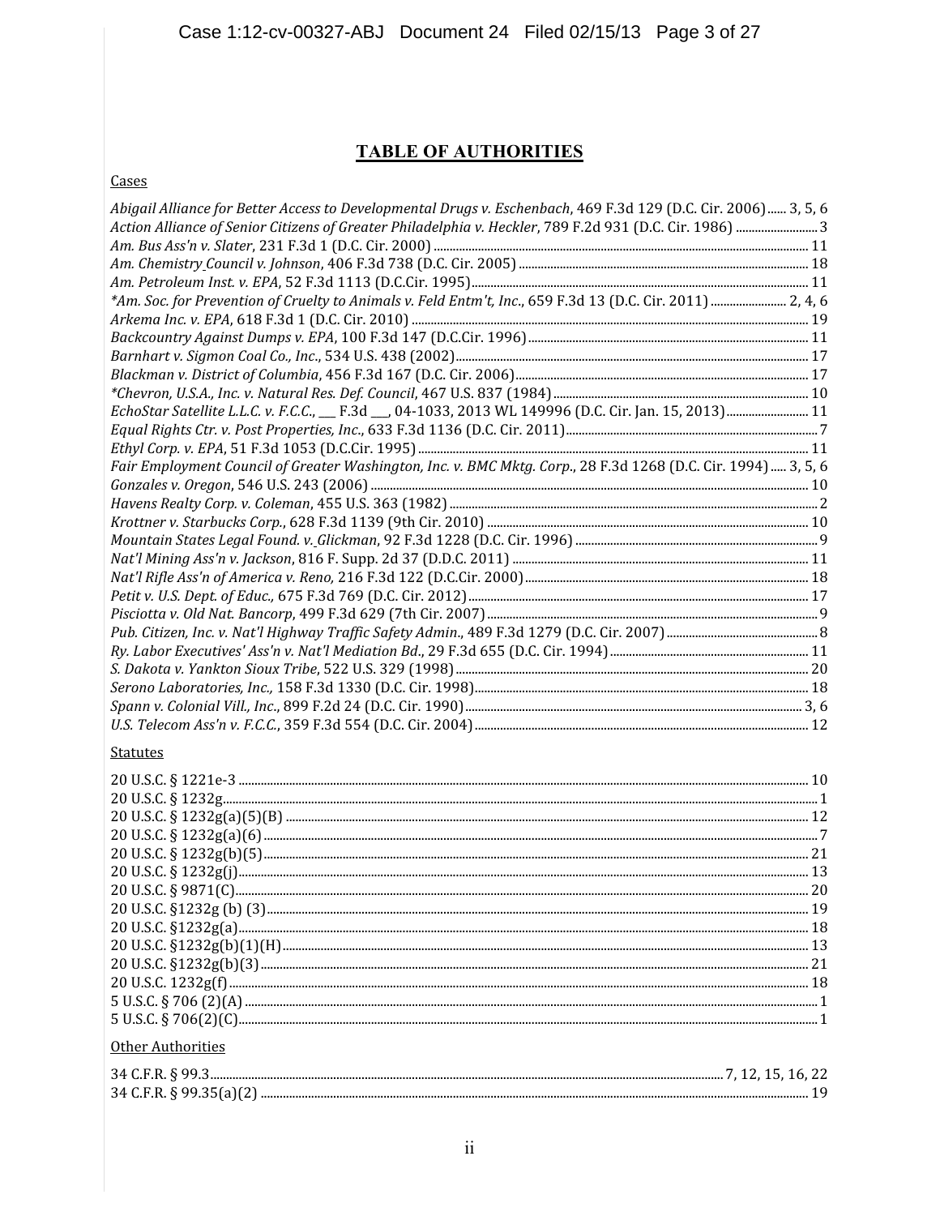# TABLE OF AUTHORITIES

## Cases

*Abigail Alliance for Better Access to Developmental Drugs v. Eschenbach*, 469 F.3d 129 (D.C. Cir. 2006) ...... 3, 5, 6
*Action Alliance of Senior Citizens of Greater Philadelphia v. Heckler*, 789 F.2d 931 (D.C. Cir. 1986) ........................ 3
*Am. Bus Ass'n v. Slater*, 231 F.3d 1 (D.C. Cir. 2000) ........................ 11
*Am. Chemistry Council v. Johnson*, 406 F.3d 738 (D.C. Cir. 2005) ........................ 18
*Am. Petroleum Inst. v. EPA*, 52 F.3d 1113 (D.C.Cir. 1995) ........................ 11
**Am. Soc. for Prevention of Cruelty to Animals v. Feld Entm't, Inc.*, 659 F.3d 13 (D.C. Cir. 2011) ........................ 2, 4, 6
*Arkema Inc. v. EPA*, 618 F.3d 1 (D.C. Cir. 2010) ........................ 19
*Backcountry Against Dumps v. EPA*, 100 F.3d 147 (D.C.Cir. 1996) ........................ 11
*Barnhart v. Sigmon Coal Co., Inc.*, 534 U.S. 438 (2002) ........................ 17
*Blackman v. District of Columbia*, 456 F.3d 167 (D.C. Cir. 2006) ........................ 17
**Chevron, U.S.A., Inc. v. Natural Res. Def. Council*, 467 U.S. 837 (1984) ........................ 10
*EchoStar Satellite L.L.C. v. F.C.C.*, ___ F.3d ___, 04-1033, 2013 WL 149996 (D.C. Cir. Jan. 15, 2013) ........................ 11
*Equal Rights Ctr. v. Post Properties, Inc.*, 633 F.3d 1136 (D.C. Cir. 2011) ........................ 7
*Ethyl Corp. v. EPA*, 51 F.3d 1053 (D.C.Cir. 1995) ........................ 11
*Fair Employment Council of Greater Washington, Inc. v. BMC Mktg. Corp.*, 28 F.3d 1268 (D.C. Cir. 1994) ..... 3, 5, 6
*Gonzales v. Oregon*, 546 U.S. 243 (2006) ........................ 10
*Havens Realty Corp. v. Coleman*, 455 U.S. 363 (1982) ........................ 2
*Krottner v. Starbucks Corp.*, 628 F.3d 1139 (9th Cir. 2010) ........................ 10
*Mountain States Legal Found. v. Glickman*, 92 F.3d 1228 (D.C. Cir. 1996) ........................ 9
*Nat'l Mining Ass'n v. Jackson*, 816 F. Supp. 2d 37 (D.D.C. 2011) ........................ 11
*Nat'l Rifle Ass'n of America v. Reno,* 216 F.3d 122 (D.C.Cir. 2000) ........................ 18
*Petit v. U.S. Dept. of Educ.,* 675 F.3d 769 (D.C. Cir. 2012) ........................ 17
*Pisciotta v. Old Nat. Bancorp*, 499 F.3d 629 (7th Cir. 2007) ........................ 9
*Pub. Citizen, Inc. v. Nat'l Highway Traffic Safety Admin.*, 489 F.3d 1279 (D.C. Cir. 2007) ........................ 8
*Ry. Labor Executives' Ass'n v. Nat'l Mediation Bd.*, 29 F.3d 655 (D.C. Cir. 1994) ........................ 11
*S. Dakota v. Yankton Sioux Tribe*, 522 U.S. 329 (1998) ........................ 20
*Serono Laboratories, Inc.,* 158 F.3d 1330 (D.C. Cir. 1998) ........................ 18
*Spann v. Colonial Vill., Inc.*, 899 F.2d 24 (D.C. Cir. 1990) ........................ 3, 6
*U.S. Telecom Ass'n v. F.C.C.*, 359 F.3d 554 (D.C. Cir. 2004) ........................ 12

## Statutes

20 U.S.C. § 1221e-3 ........................ 10
20 U.S.C. § 1232g ........................ 1
20 U.S.C. § 1232g(a)(5)(B) ........................ 12
20 U.S.C. § 1232g(a)(6) ........................ 7
20 U.S.C. § 1232g(b)(5) ........................ 21
20 U.S.C. § 1232g(j) ........................ 13
20 U.S.C. § 9871(C) ........................ 20
20 U.S.C. §1232g (b) (3) ........................ 19
20 U.S.C. §1232g(a) ........................ 18
20 U.S.C. §1232g(b)(1)(H) ........................ 13
20 U.S.C. §1232g(b)(3) ........................ 21
20 U.S.C. 1232g(f) ........................ 18
5 U.S.C. § 706 (2)(A) ........................ 1
5 U.S.C. § 706(2)(C) ........................ 1

## Other Authorities

34 C.F.R. § 99.3 ........................ 7, 12, 15, 16, 22
34 C.F.R. § 99.35(a)(2) ........................ 19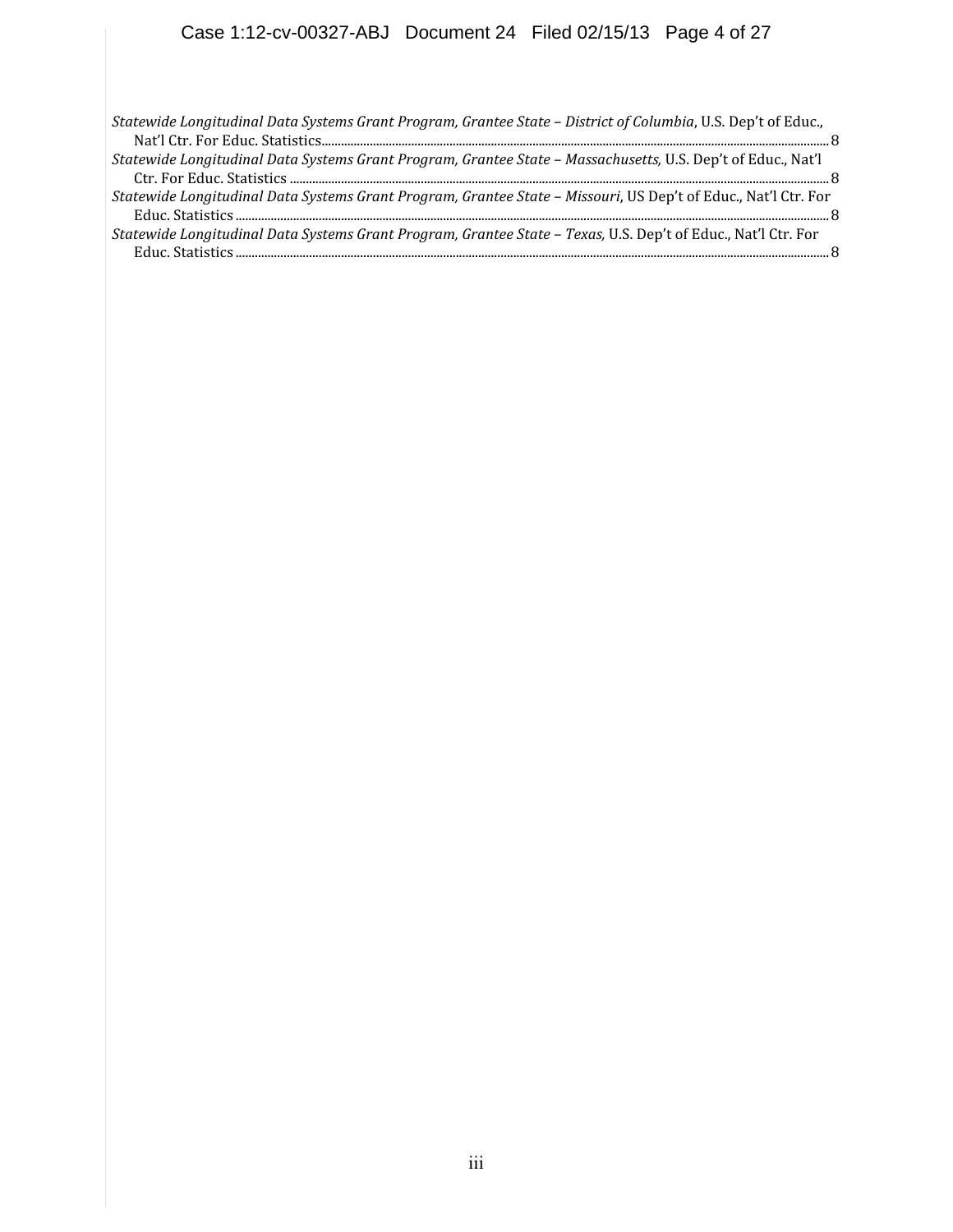*Statewide Longitudinal Data Systems Grant Program, Grantee State – District of Columbia*, U.S. Dep't of Educ., Nat'l Ctr. For Educ. Statistics ........ 8

*Statewide Longitudinal Data Systems Grant Program, Grantee State – Massachusetts,* U.S. Dep't of Educ., Nat'l Ctr. For Educ. Statistics ........ 8

*Statewide Longitudinal Data Systems Grant Program, Grantee State – Missouri*, US Dep't of Educ., Nat'l Ctr. For Educ. Statistics ........ 8

*Statewide Longitudinal Data Systems Grant Program, Grantee State – Texas,* U.S. Dep't of Educ., Nat'l Ctr. For Educ. Statistics ........ 8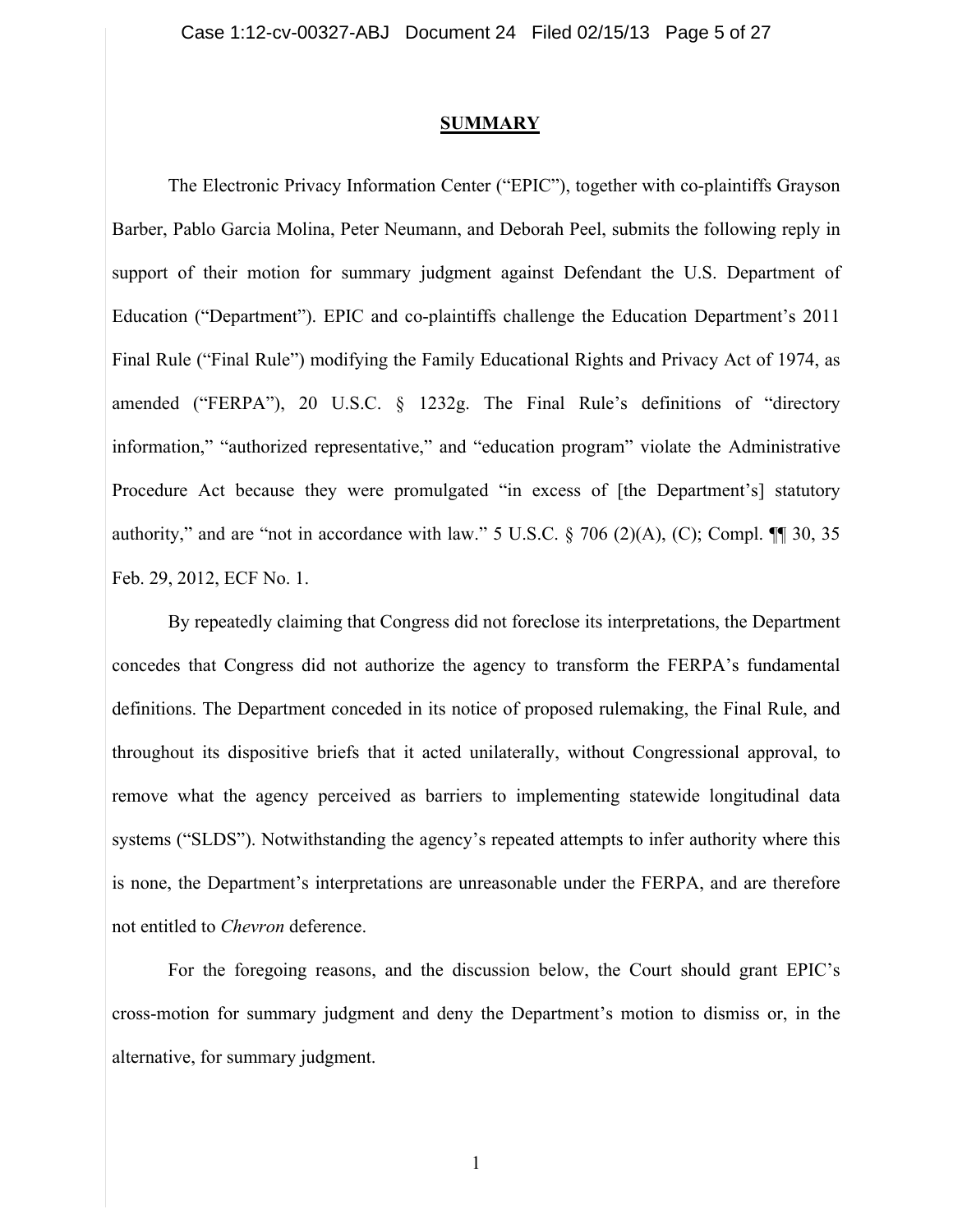## SUMMARY

The Electronic Privacy Information Center ("EPIC"), together with co-plaintiffs Grayson Barber, Pablo Garcia Molina, Peter Neumann, and Deborah Peel, submits the following reply in support of their motion for summary judgment against Defendant the U.S. Department of Education ("Department"). EPIC and co-plaintiffs challenge the Education Department's 2011 Final Rule ("Final Rule") modifying the Family Educational Rights and Privacy Act of 1974, as amended ("FERPA"), 20 U.S.C. § 1232g. The Final Rule's definitions of "directory information," "authorized representative," and "education program" violate the Administrative Procedure Act because they were promulgated "in excess of [the Department's] statutory authority," and are "not in accordance with law." 5 U.S.C. § 706 (2)(A), (C); Compl. ¶¶ 30, 35 Feb. 29, 2012, ECF No. 1.

By repeatedly claiming that Congress did not foreclose its interpretations, the Department concedes that Congress did not authorize the agency to transform the FERPA's fundamental definitions. The Department conceded in its notice of proposed rulemaking, the Final Rule, and throughout its dispositive briefs that it acted unilaterally, without Congressional approval, to remove what the agency perceived as barriers to implementing statewide longitudinal data systems ("SLDS"). Notwithstanding the agency's repeated attempts to infer authority where this is none, the Department's interpretations are unreasonable under the FERPA, and are therefore not entitled to *Chevron* deference.

For the foregoing reasons, and the discussion below, the Court should grant EPIC's cross-motion for summary judgment and deny the Department's motion to dismiss or, in the alternative, for summary judgment.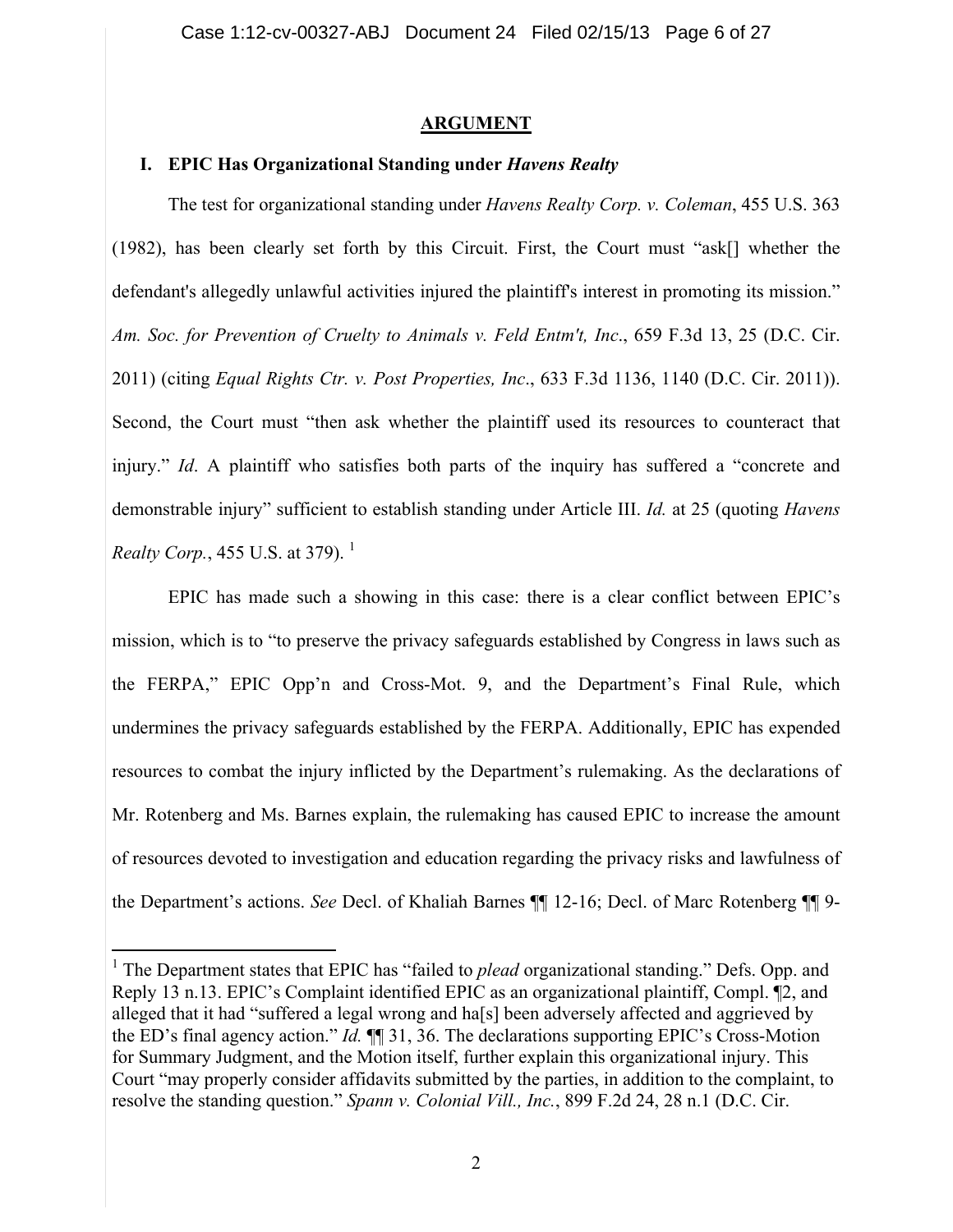## ARGUMENT

### I. EPIC Has Organizational Standing under *Havens Realty*

The test for organizational standing under *Havens Realty Corp. v. Coleman*, 455 U.S. 363 (1982), has been clearly set forth by this Circuit. First, the Court must "ask[] whether the defendant's allegedly unlawful activities injured the plaintiff's interest in promoting its mission." *Am. Soc. for Prevention of Cruelty to Animals v. Feld Entm't, Inc.*, 659 F.3d 13, 25 (D.C. Cir. 2011) (citing *Equal Rights Ctr. v. Post Properties, Inc.*, 633 F.3d 1136, 1140 (D.C. Cir. 2011)). Second, the Court must "then ask whether the plaintiff used its resources to counteract that injury." *Id*. A plaintiff who satisfies both parts of the inquiry has suffered a "concrete and demonstrable injury" sufficient to establish standing under Article III. *Id.* at 25 (quoting *Havens Realty Corp.*, 455 U.S. at 379).[1]

EPIC has made such a showing in this case: there is a clear conflict between EPIC's mission, which is to "to preserve the privacy safeguards established by Congress in laws such as the FERPA," EPIC Opp'n and Cross-Mot. 9, and the Department's Final Rule, which undermines the privacy safeguards established by the FERPA. Additionally, EPIC has expended resources to combat the injury inflicted by the Department's rulemaking. As the declarations of Mr. Rotenberg and Ms. Barnes explain, the rulemaking has caused EPIC to increase the amount of resources devoted to investigation and education regarding the privacy risks and lawfulness of the Department's actions. *See* Decl. of Khaliah Barnes ¶¶ 12-16; Decl. of Marc Rotenberg ¶¶ 9-

---

[1] The Department states that EPIC has "failed to *plead* organizational standing." Defs. Opp. and Reply 13 n.13. EPIC's Complaint identified EPIC as an organizational plaintiff, Compl. ¶2, and alleged that it had "suffered a legal wrong and ha[s] been adversely affected and aggrieved by the ED's final agency action." *Id.* ¶¶ 31, 36. The declarations supporting EPIC's Cross-Motion for Summary Judgment, and the Motion itself, further explain this organizational injury. This Court "may properly consider affidavits submitted by the parties, in addition to the complaint, to resolve the standing question." *Spann v. Colonial Vill., Inc.*, 899 F.2d 24, 28 n.1 (D.C. Cir.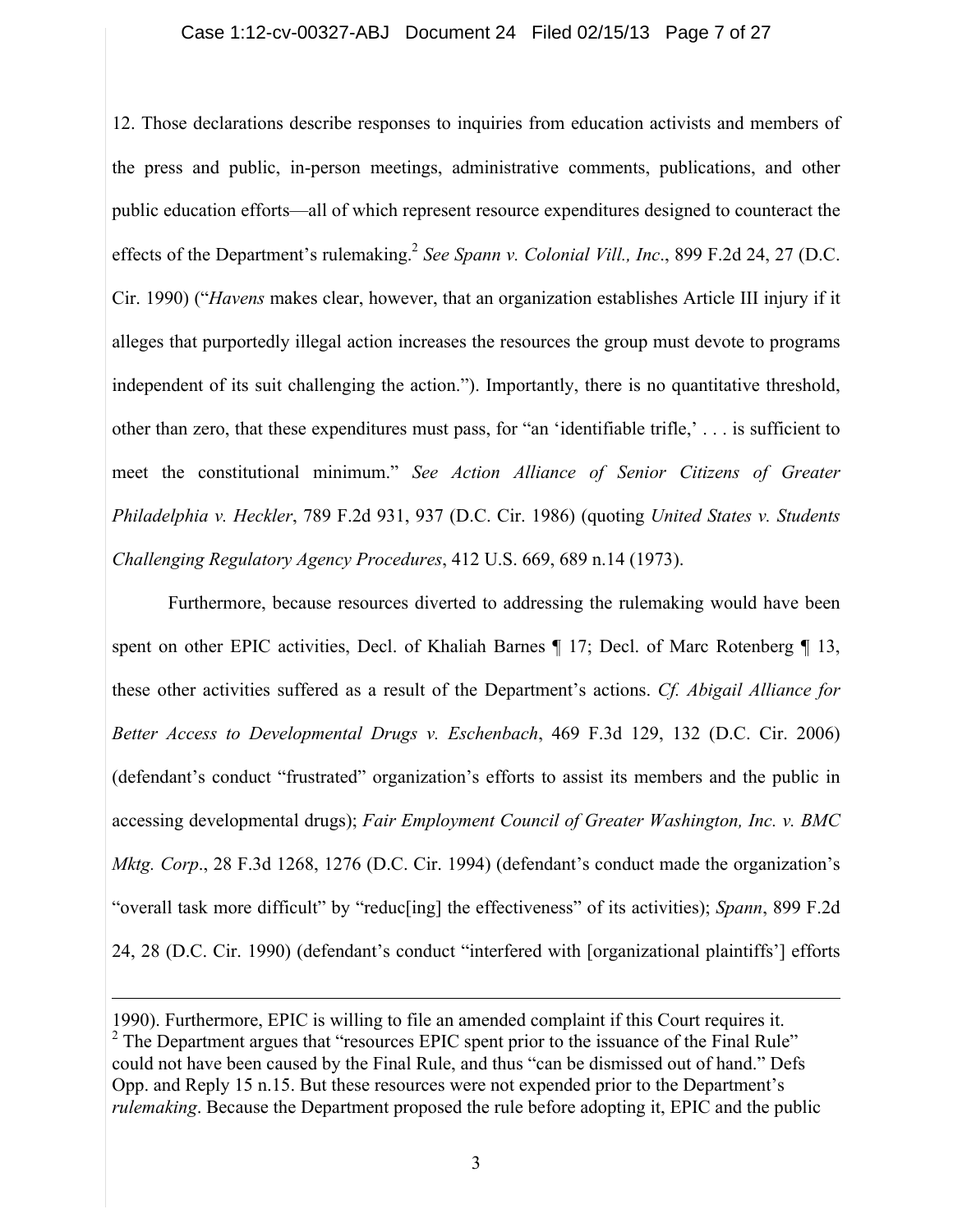12. Those declarations describe responses to inquiries from education activists and members of the press and public, in-person meetings, administrative comments, publications, and other public education efforts—all of which represent resource expenditures designed to counteract the effects of the Department's rulemaking.[2] *See Spann v. Colonial Vill., Inc*., 899 F.2d 24, 27 (D.C. Cir. 1990) ("*Havens* makes clear, however, that an organization establishes Article III injury if it alleges that purportedly illegal action increases the resources the group must devote to programs independent of its suit challenging the action."). Importantly, there is no quantitative threshold, other than zero, that these expenditures must pass, for "an 'identifiable trifle,' . . . is sufficient to meet the constitutional minimum." *See Action Alliance of Senior Citizens of Greater Philadelphia v. Heckler*, 789 F.2d 931, 937 (D.C. Cir. 1986) (quoting *United States v. Students Challenging Regulatory Agency Procedures*, 412 U.S. 669, 689 n.14 (1973).

Furthermore, because resources diverted to addressing the rulemaking would have been spent on other EPIC activities, Decl. of Khaliah Barnes ¶ 17; Decl. of Marc Rotenberg ¶ 13, these other activities suffered as a result of the Department's actions. *Cf. Abigail Alliance for Better Access to Developmental Drugs v. Eschenbach*, 469 F.3d 129, 132 (D.C. Cir. 2006) (defendant's conduct "frustrated" organization's efforts to assist its members and the public in accessing developmental drugs); *Fair Employment Council of Greater Washington, Inc. v. BMC Mktg. Corp*., 28 F.3d 1268, 1276 (D.C. Cir. 1994) (defendant's conduct made the organization's "overall task more difficult" by "reduc[ing] the effectiveness" of its activities); *Spann*, 899 F.2d 24, 28 (D.C. Cir. 1990) (defendant's conduct "interfered with [organizational plaintiffs'] efforts

---

1990). Furthermore, EPIC is willing to file an amended complaint if this Court requires it.

[2] The Department argues that "resources EPIC spent prior to the issuance of the Final Rule" could not have been caused by the Final Rule, and thus "can be dismissed out of hand." Defs Opp. and Reply 15 n.15. But these resources were not expended prior to the Department's *rulemaking*. Because the Department proposed the rule before adopting it, EPIC and the public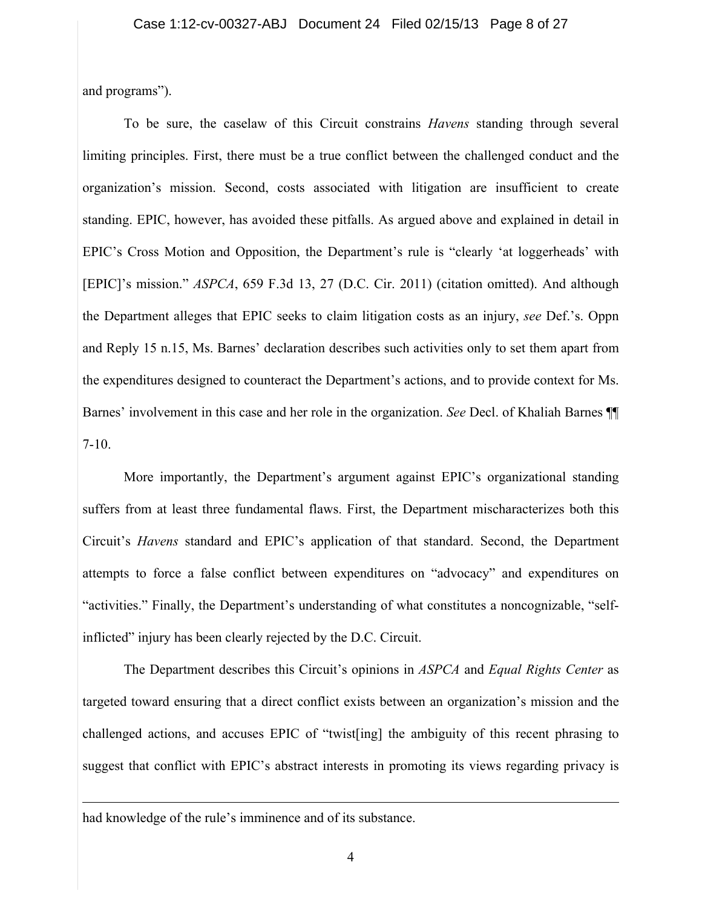and programs").

To be sure, the caselaw of this Circuit constrains *Havens* standing through several limiting principles. First, there must be a true conflict between the challenged conduct and the organization's mission. Second, costs associated with litigation are insufficient to create standing. EPIC, however, has avoided these pitfalls. As argued above and explained in detail in EPIC's Cross Motion and Opposition, the Department's rule is "clearly 'at loggerheads' with [EPIC]'s mission." *ASPCA*, 659 F.3d 13, 27 (D.C. Cir. 2011) (citation omitted). And although the Department alleges that EPIC seeks to claim litigation costs as an injury, *see* Def.'s. Oppn and Reply 15 n.15, Ms. Barnes' declaration describes such activities only to set them apart from the expenditures designed to counteract the Department's actions, and to provide context for Ms. Barnes' involvement in this case and her role in the organization. *See* Decl. of Khaliah Barnes ¶¶ 7-10.

More importantly, the Department's argument against EPIC's organizational standing suffers from at least three fundamental flaws. First, the Department mischaracterizes both this Circuit's *Havens* standard and EPIC's application of that standard. Second, the Department attempts to force a false conflict between expenditures on "advocacy" and expenditures on "activities." Finally, the Department's understanding of what constitutes a noncognizable, "self-inflicted" injury has been clearly rejected by the D.C. Circuit.

The Department describes this Circuit's opinions in *ASPCA* and *Equal Rights Center* as targeted toward ensuring that a direct conflict exists between an organization's mission and the challenged actions, and accuses EPIC of "twist[ing] the ambiguity of this recent phrasing to suggest that conflict with EPIC's abstract interests in promoting its views regarding privacy is

---

had knowledge of the rule's imminence and of its substance.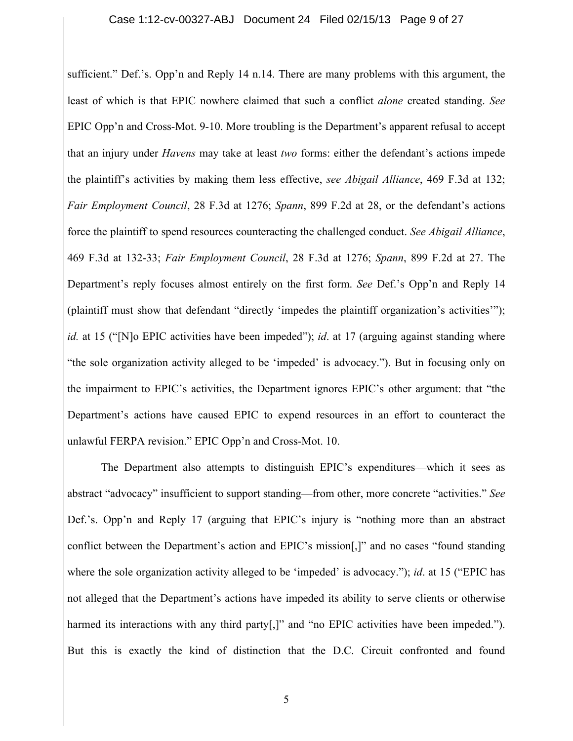sufficient." Def.'s. Opp'n and Reply 14 n.14. There are many problems with this argument, the least of which is that EPIC nowhere claimed that such a conflict *alone* created standing. *See* EPIC Opp'n and Cross-Mot. 9-10. More troubling is the Department's apparent refusal to accept that an injury under *Havens* may take at least *two* forms: either the defendant's actions impede the plaintiff's activities by making them less effective, *see Abigail Alliance*, 469 F.3d at 132; *Fair Employment Council*, 28 F.3d at 1276; *Spann*, 899 F.2d at 28, or the defendant's actions force the plaintiff to spend resources counteracting the challenged conduct. *See Abigail Alliance*, 469 F.3d at 132-33; *Fair Employment Council*, 28 F.3d at 1276; *Spann*, 899 F.2d at 27. The Department's reply focuses almost entirely on the first form. *See* Def.'s Opp'n and Reply 14 (plaintiff must show that defendant "directly 'impedes the plaintiff organization's activities'"); *id.* at 15 ("[N]o EPIC activities have been impeded"); *id*. at 17 (arguing against standing where "the sole organization activity alleged to be 'impeded' is advocacy."). But in focusing only on the impairment to EPIC's activities, the Department ignores EPIC's other argument: that "the Department's actions have caused EPIC to expend resources in an effort to counteract the unlawful FERPA revision." EPIC Opp'n and Cross-Mot. 10.

The Department also attempts to distinguish EPIC's expenditures—which it sees as abstract "advocacy" insufficient to support standing—from other, more concrete "activities." *See* Def.'s. Opp'n and Reply 17 (arguing that EPIC's injury is "nothing more than an abstract conflict between the Department's action and EPIC's mission[,]" and no cases "found standing where the sole organization activity alleged to be 'impeded' is advocacy."); *id*. at 15 ("EPIC has not alleged that the Department's actions have impeded its ability to serve clients or otherwise harmed its interactions with any third party[,]" and "no EPIC activities have been impeded."). But this is exactly the kind of distinction that the D.C. Circuit confronted and found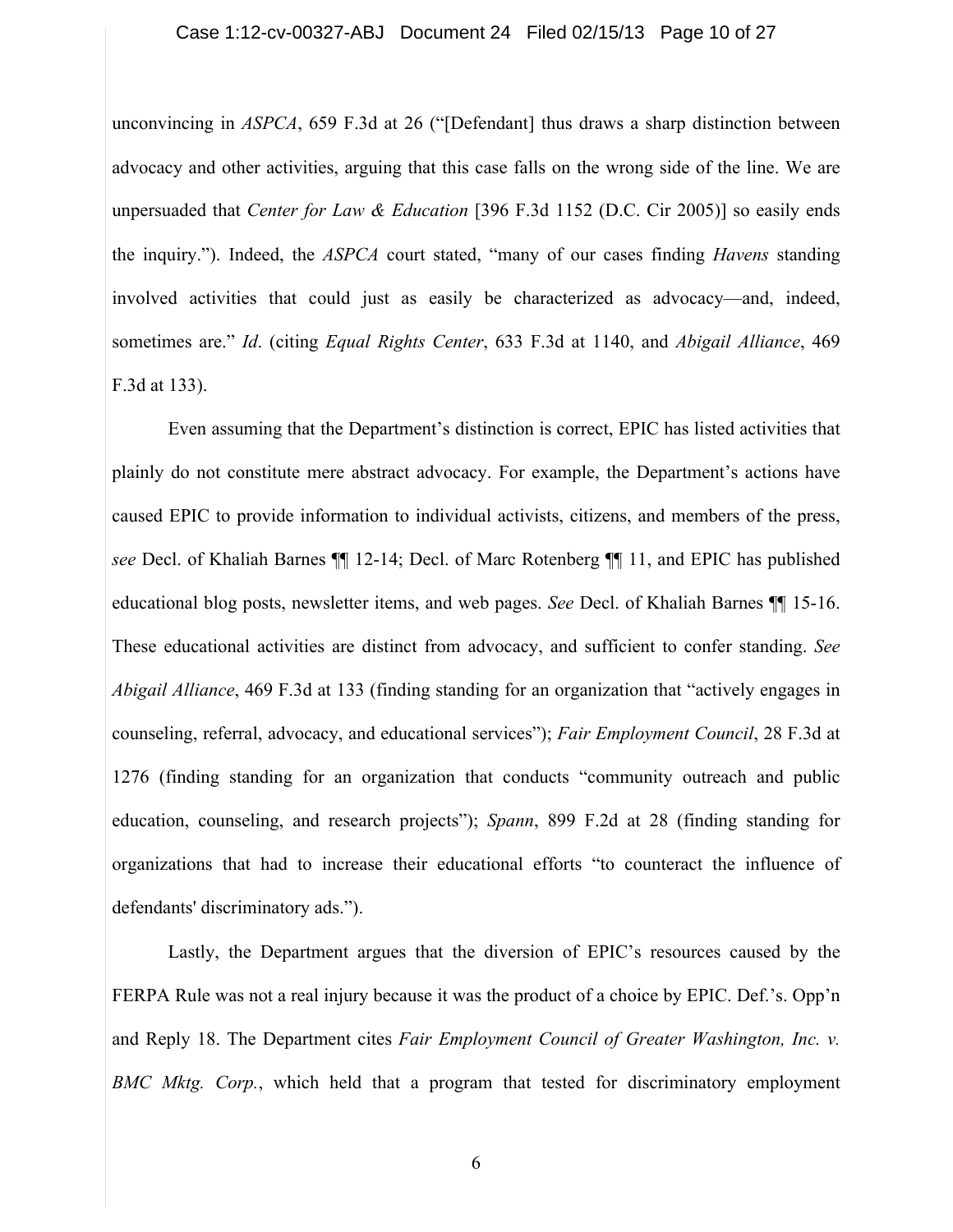unconvincing in *ASPCA*, 659 F.3d at 26 ("[Defendant] thus draws a sharp distinction between advocacy and other activities, arguing that this case falls on the wrong side of the line. We are unpersuaded that *Center for Law & Education* [396 F.3d 1152 (D.C. Cir 2005)] so easily ends the inquiry."). Indeed, the *ASPCA* court stated, "many of our cases finding *Havens* standing involved activities that could just as easily be characterized as advocacy—and, indeed, sometimes are." *Id*. (citing *Equal Rights Center*, 633 F.3d at 1140, and *Abigail Alliance*, 469 F.3d at 133).

Even assuming that the Department's distinction is correct, EPIC has listed activities that plainly do not constitute mere abstract advocacy. For example, the Department's actions have caused EPIC to provide information to individual activists, citizens, and members of the press, *see* Decl. of Khaliah Barnes ¶¶ 12-14; Decl. of Marc Rotenberg ¶¶ 11, and EPIC has published educational blog posts, newsletter items, and web pages. *See* Decl. of Khaliah Barnes ¶¶ 15-16. These educational activities are distinct from advocacy, and sufficient to confer standing. *See Abigail Alliance*, 469 F.3d at 133 (finding standing for an organization that "actively engages in counseling, referral, advocacy, and educational services"); *Fair Employment Council*, 28 F.3d at 1276 (finding standing for an organization that conducts "community outreach and public education, counseling, and research projects"); *Spann*, 899 F.2d at 28 (finding standing for organizations that had to increase their educational efforts "to counteract the influence of defendants' discriminatory ads.").

Lastly, the Department argues that the diversion of EPIC's resources caused by the FERPA Rule was not a real injury because it was the product of a choice by EPIC. Def.'s. Opp'n and Reply 18. The Department cites *Fair Employment Council of Greater Washington, Inc. v. BMC Mktg. Corp.*, which held that a program that tested for discriminatory employment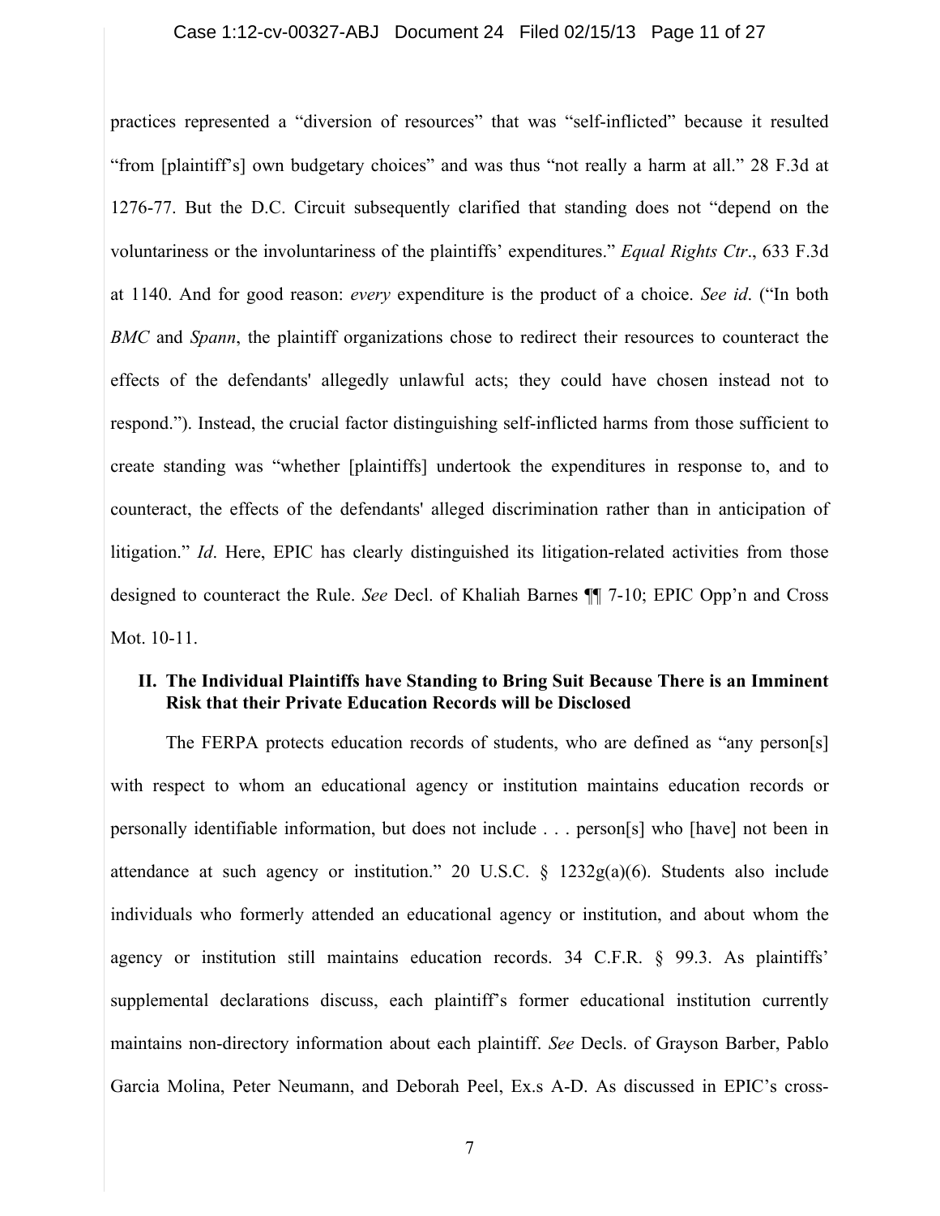practices represented a "diversion of resources" that was "self-inflicted" because it resulted "from [plaintiff's] own budgetary choices" and was thus "not really a harm at all." 28 F.3d at 1276-77. But the D.C. Circuit subsequently clarified that standing does not "depend on the voluntariness or the involuntariness of the plaintiffs' expenditures." *Equal Rights Ctr*., 633 F.3d at 1140. And for good reason: *every* expenditure is the product of a choice. *See id*. ("In both *BMC* and *Spann*, the plaintiff organizations chose to redirect their resources to counteract the effects of the defendants' allegedly unlawful acts; they could have chosen instead not to respond."). Instead, the crucial factor distinguishing self-inflicted harms from those sufficient to create standing was "whether [plaintiffs] undertook the expenditures in response to, and to counteract, the effects of the defendants' alleged discrimination rather than in anticipation of litigation." *Id*. Here, EPIC has clearly distinguished its litigation-related activities from those designed to counteract the Rule. *See* Decl. of Khaliah Barnes ¶¶ 7-10; EPIC Opp'n and Cross Mot. 10-11.

## II. The Individual Plaintiffs have Standing to Bring Suit Because There is an Imminent Risk that their Private Education Records will be Disclosed

The FERPA protects education records of students, who are defined as "any person[s] with respect to whom an educational agency or institution maintains education records or personally identifiable information, but does not include . . . person[s] who [have] not been in attendance at such agency or institution." 20 U.S.C. § 1232g(a)(6). Students also include individuals who formerly attended an educational agency or institution, and about whom the agency or institution still maintains education records. 34 C.F.R. § 99.3. As plaintiffs' supplemental declarations discuss, each plaintiff's former educational institution currently maintains non-directory information about each plaintiff. *See* Decls. of Grayson Barber, Pablo Garcia Molina, Peter Neumann, and Deborah Peel, Ex.s A-D. As discussed in EPIC's cross-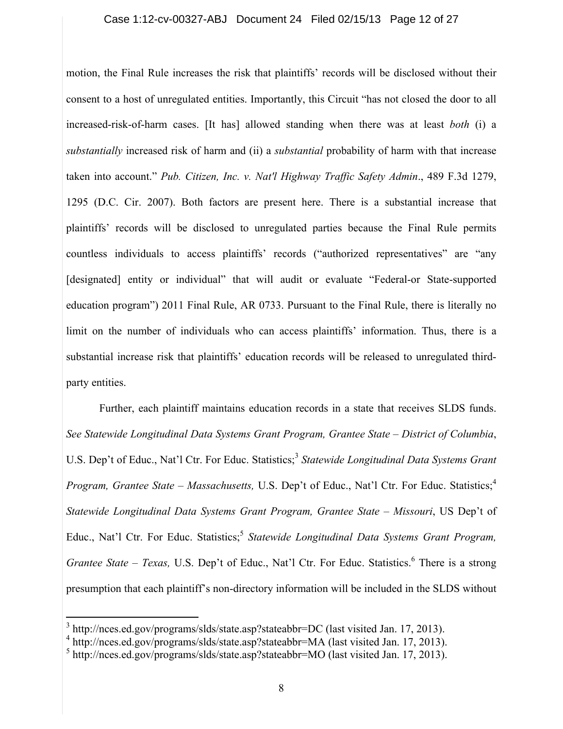motion, the Final Rule increases the risk that plaintiffs' records will be disclosed without their consent to a host of unregulated entities. Importantly, this Circuit "has not closed the door to all increased-risk-of-harm cases. [It has] allowed standing when there was at least *both* (i) a *substantially* increased risk of harm and (ii) a *substantial* probability of harm with that increase taken into account." *Pub. Citizen, Inc. v. Nat'l Highway Traffic Safety Admin*., 489 F.3d 1279, 1295 (D.C. Cir. 2007). Both factors are present here. There is a substantial increase that plaintiffs' records will be disclosed to unregulated parties because the Final Rule permits countless individuals to access plaintiffs' records ("authorized representatives" are "any [designated] entity or individual" that will audit or evaluate "Federal-or State-supported education program") 2011 Final Rule, AR 0733. Pursuant to the Final Rule, there is literally no limit on the number of individuals who can access plaintiffs' information. Thus, there is a substantial increase risk that plaintiffs' education records will be released to unregulated third-party entities.

Further, each plaintiff maintains education records in a state that receives SLDS funds. *See Statewide Longitudinal Data Systems Grant Program, Grantee State – District of Columbia*, U.S. Dep't of Educ., Nat'l Ctr. For Educ. Statistics;[3] *Statewide Longitudinal Data Systems Grant Program, Grantee State – Massachusetts,* U.S. Dep't of Educ., Nat'l Ctr. For Educ. Statistics;[4] *Statewide Longitudinal Data Systems Grant Program, Grantee State – Missouri*, US Dep't of Educ., Nat'l Ctr. For Educ. Statistics;[5] *Statewide Longitudinal Data Systems Grant Program, Grantee State – Texas,* U.S. Dep't of Educ., Nat'l Ctr. For Educ. Statistics.[6] There is a strong presumption that each plaintiff's non-directory information will be included in the SLDS without

---

[3] http://nces.ed.gov/programs/slds/state.asp?stateabbr=DC (last visited Jan. 17, 2013).

[4] http://nces.ed.gov/programs/slds/state.asp?stateabbr=MA (last visited Jan. 17, 2013).

[5] http://nces.ed.gov/programs/slds/state.asp?stateabbr=MO (last visited Jan. 17, 2013).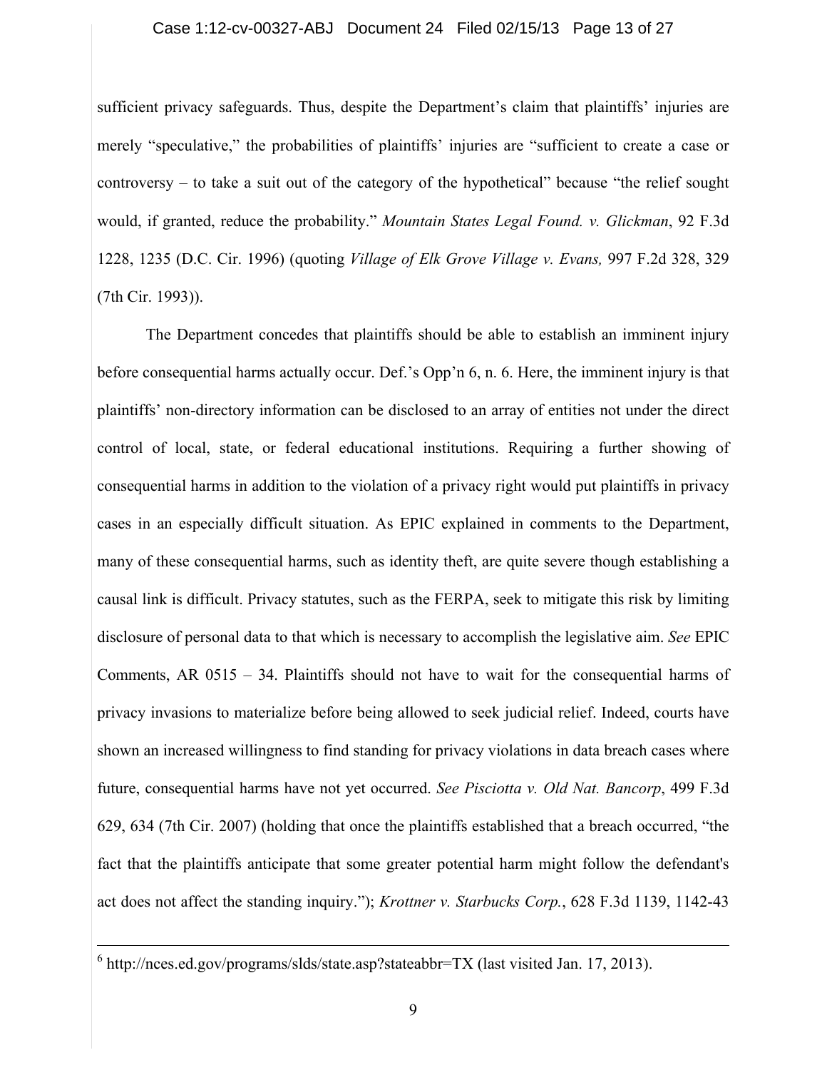sufficient privacy safeguards. Thus, despite the Department's claim that plaintiffs' injuries are merely "speculative," the probabilities of plaintiffs' injuries are "sufficient to create a case or controversy – to take a suit out of the category of the hypothetical" because "the relief sought would, if granted, reduce the probability." *Mountain States Legal Found. v. Glickman*, 92 F.3d 1228, 1235 (D.C. Cir. 1996) (quoting *Village of Elk Grove Village v. Evans,* 997 F.2d 328, 329 (7th Cir. 1993)).

The Department concedes that plaintiffs should be able to establish an imminent injury before consequential harms actually occur. Def.'s Opp'n 6, n. 6. Here, the imminent injury is that plaintiffs' non-directory information can be disclosed to an array of entities not under the direct control of local, state, or federal educational institutions. Requiring a further showing of consequential harms in addition to the violation of a privacy right would put plaintiffs in privacy cases in an especially difficult situation. As EPIC explained in comments to the Department, many of these consequential harms, such as identity theft, are quite severe though establishing a causal link is difficult. Privacy statutes, such as the FERPA, seek to mitigate this risk by limiting disclosure of personal data to that which is necessary to accomplish the legislative aim. *See* EPIC Comments, AR 0515 – 34. Plaintiffs should not have to wait for the consequential harms of privacy invasions to materialize before being allowed to seek judicial relief. Indeed, courts have shown an increased willingness to find standing for privacy violations in data breach cases where future, consequential harms have not yet occurred. *See Pisciotta v. Old Nat. Bancorp*, 499 F.3d 629, 634 (7th Cir. 2007) (holding that once the plaintiffs established that a breach occurred, "the fact that the plaintiffs anticipate that some greater potential harm might follow the defendant's act does not affect the standing inquiry."); *Krottner v. Starbucks Corp.*, 628 F.3d 1139, 1142-43

---

[6] http://nces.ed.gov/programs/slds/state.asp?stateabbr=TX (last visited Jan. 17, 2013).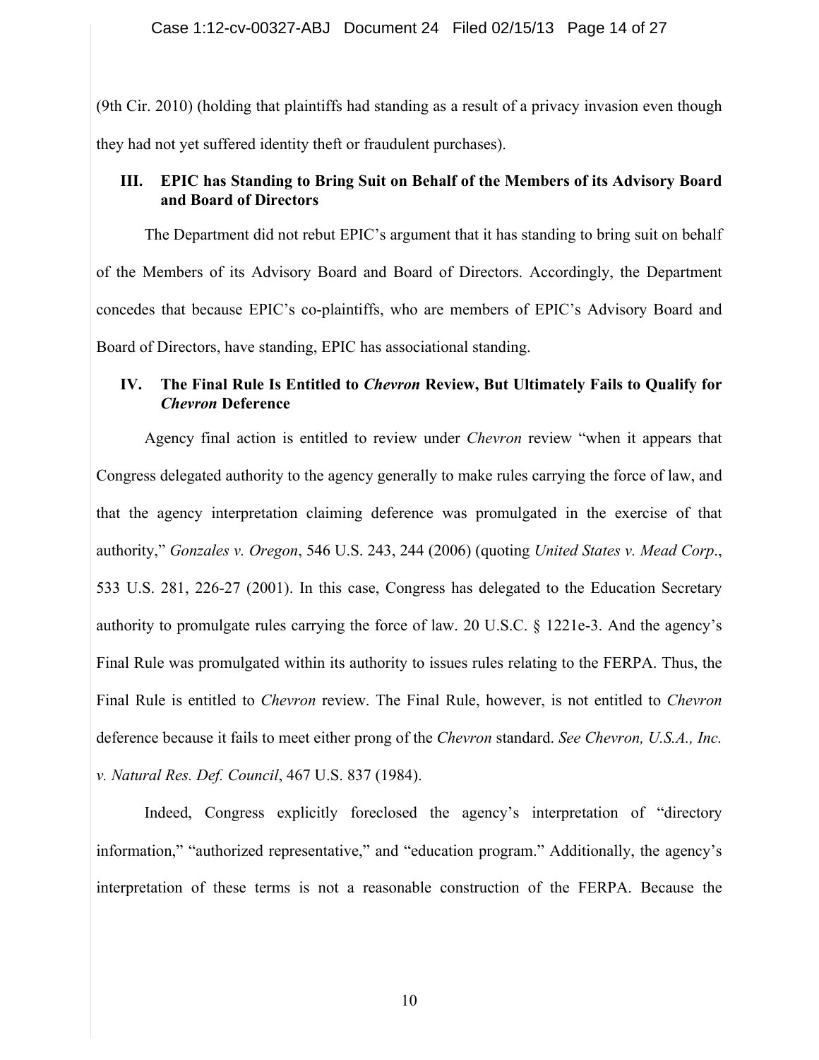(9th Cir. 2010) (holding that plaintiffs had standing as a result of a privacy invasion even though they had not yet suffered identity theft or fraudulent purchases).

## III. EPIC has Standing to Bring Suit on Behalf of the Members of its Advisory Board and Board of Directors

The Department did not rebut EPIC's argument that it has standing to bring suit on behalf of the Members of its Advisory Board and Board of Directors. Accordingly, the Department concedes that because EPIC's co-plaintiffs, who are members of EPIC's Advisory Board and Board of Directors, have standing, EPIC has associational standing.

## IV. The Final Rule Is Entitled to *Chevron* Review, But Ultimately Fails to Qualify for *Chevron* Deference

Agency final action is entitled to review under *Chevron* review "when it appears that Congress delegated authority to the agency generally to make rules carrying the force of law, and that the agency interpretation claiming deference was promulgated in the exercise of that authority," *Gonzales v. Oregon*, 546 U.S. 243, 244 (2006) (quoting *United States v. Mead Corp*., 533 U.S. 281, 226-27 (2001). In this case, Congress has delegated to the Education Secretary authority to promulgate rules carrying the force of law. 20 U.S.C. § 1221e-3. And the agency's Final Rule was promulgated within its authority to issues rules relating to the FERPA. Thus, the Final Rule is entitled to *Chevron* review. The Final Rule, however, is not entitled to *Chevron* deference because it fails to meet either prong of the *Chevron* standard. *See Chevron, U.S.A., Inc. v. Natural Res. Def. Council*, 467 U.S. 837 (1984).

Indeed, Congress explicitly foreclosed the agency's interpretation of "directory information," "authorized representative," and "education program." Additionally, the agency's interpretation of these terms is not a reasonable construction of the FERPA. Because the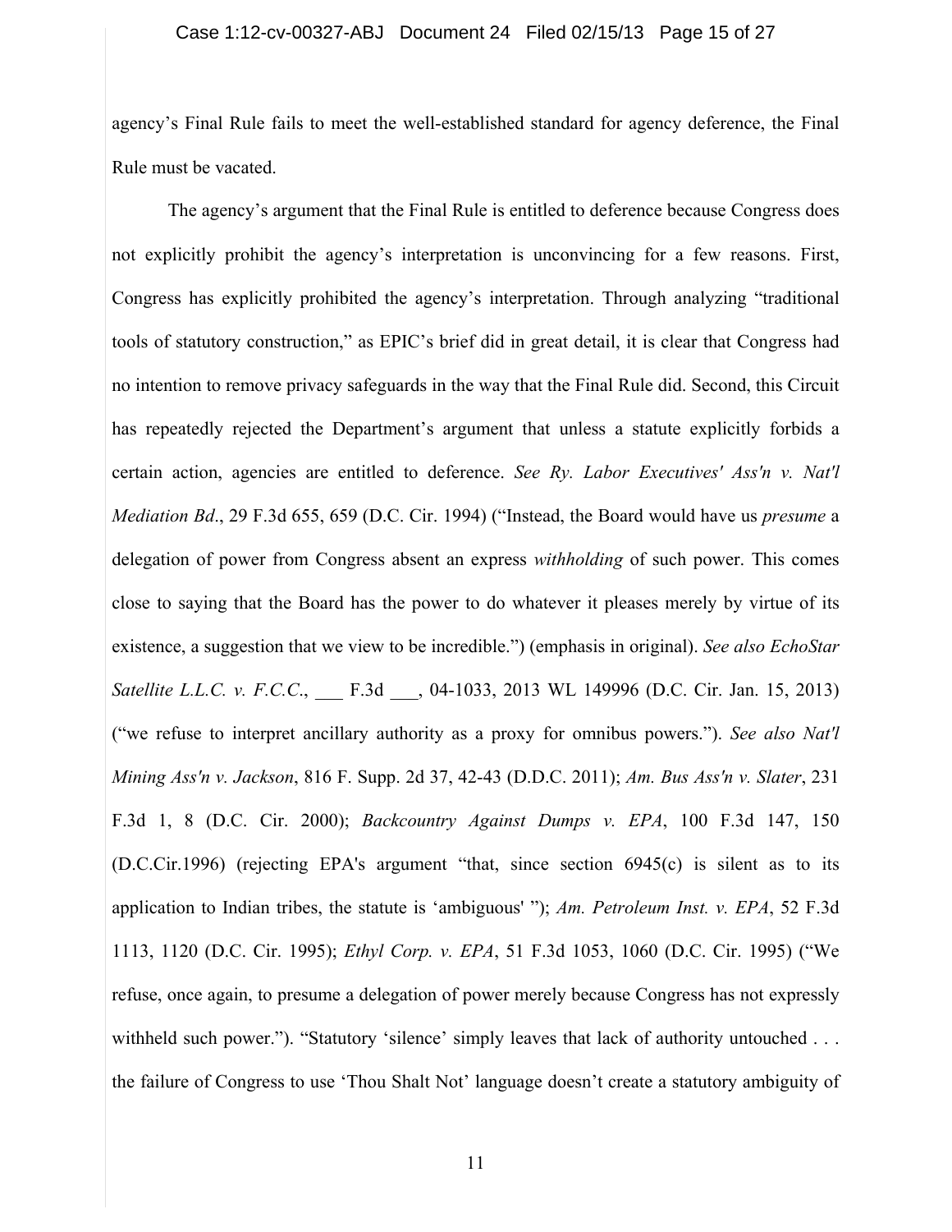agency's Final Rule fails to meet the well-established standard for agency deference, the Final Rule must be vacated.

The agency's argument that the Final Rule is entitled to deference because Congress does not explicitly prohibit the agency's interpretation is unconvincing for a few reasons. First, Congress has explicitly prohibited the agency's interpretation. Through analyzing "traditional tools of statutory construction," as EPIC's brief did in great detail, it is clear that Congress had no intention to remove privacy safeguards in the way that the Final Rule did. Second, this Circuit has repeatedly rejected the Department's argument that unless a statute explicitly forbids a certain action, agencies are entitled to deference. *See Ry. Labor Executives' Ass'n v. Nat'l Mediation Bd*., 29 F.3d 655, 659 (D.C. Cir. 1994) ("Instead, the Board would have us *presume* a delegation of power from Congress absent an express *withholding* of such power. This comes close to saying that the Board has the power to do whatever it pleases merely by virtue of its existence, a suggestion that we view to be incredible.") (emphasis in original). *See also EchoStar Satellite L.L.C. v. F.C.C.*, ___ F.3d ___, 04-1033, 2013 WL 149996 (D.C. Cir. Jan. 15, 2013) ("we refuse to interpret ancillary authority as a proxy for omnibus powers."). *See also Nat'l Mining Ass'n v. Jackson*, 816 F. Supp. 2d 37, 42-43 (D.D.C. 2011); *Am. Bus Ass'n v. Slater*, 231 F.3d 1, 8 (D.C. Cir. 2000); *Backcountry Against Dumps v. EPA*, 100 F.3d 147, 150 (D.C.Cir.1996) (rejecting EPA's argument "that, since section 6945(c) is silent as to its application to Indian tribes, the statute is 'ambiguous' "); *Am. Petroleum Inst. v. EPA*, 52 F.3d 1113, 1120 (D.C. Cir. 1995); *Ethyl Corp. v. EPA*, 51 F.3d 1053, 1060 (D.C. Cir. 1995) ("We refuse, once again, to presume a delegation of power merely because Congress has not expressly withheld such power."). "Statutory 'silence' simply leaves that lack of authority untouched . . . the failure of Congress to use 'Thou Shalt Not' language doesn't create a statutory ambiguity of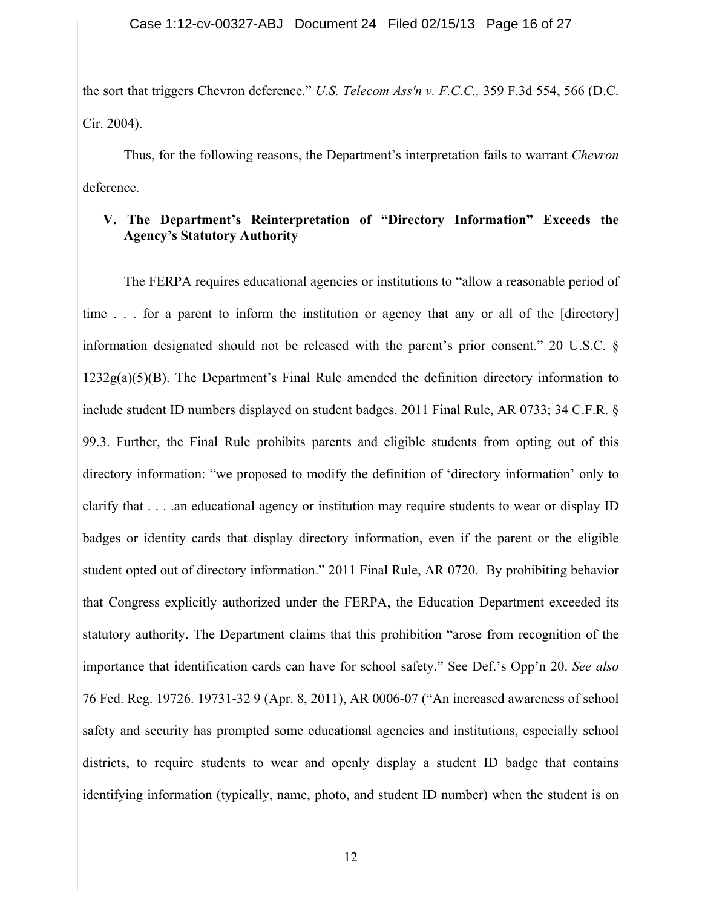the sort that triggers Chevron deference." *U.S. Telecom Ass'n v. F.C.C.,* 359 F.3d 554, 566 (D.C. Cir. 2004).

Thus, for the following reasons, the Department's interpretation fails to warrant *Chevron* deference.

## V. The Department's Reinterpretation of "Directory Information" Exceeds the Agency's Statutory Authority

The FERPA requires educational agencies or institutions to "allow a reasonable period of time . . . for a parent to inform the institution or agency that any or all of the [directory] information designated should not be released with the parent's prior consent." 20 U.S.C. § 1232g(a)(5)(B). The Department's Final Rule amended the definition directory information to include student ID numbers displayed on student badges. 2011 Final Rule, AR 0733; 34 C.F.R. § 99.3. Further, the Final Rule prohibits parents and eligible students from opting out of this directory information: "we proposed to modify the definition of 'directory information' only to clarify that . . . .an educational agency or institution may require students to wear or display ID badges or identity cards that display directory information, even if the parent or the eligible student opted out of directory information." 2011 Final Rule, AR 0720. By prohibiting behavior that Congress explicitly authorized under the FERPA, the Education Department exceeded its statutory authority. The Department claims that this prohibition "arose from recognition of the importance that identification cards can have for school safety." See Def.'s Opp'n 20. *See also* 76 Fed. Reg. 19726. 19731-32 9 (Apr. 8, 2011), AR 0006-07 ("An increased awareness of school safety and security has prompted some educational agencies and institutions, especially school districts, to require students to wear and openly display a student ID badge that contains identifying information (typically, name, photo, and student ID number) when the student is on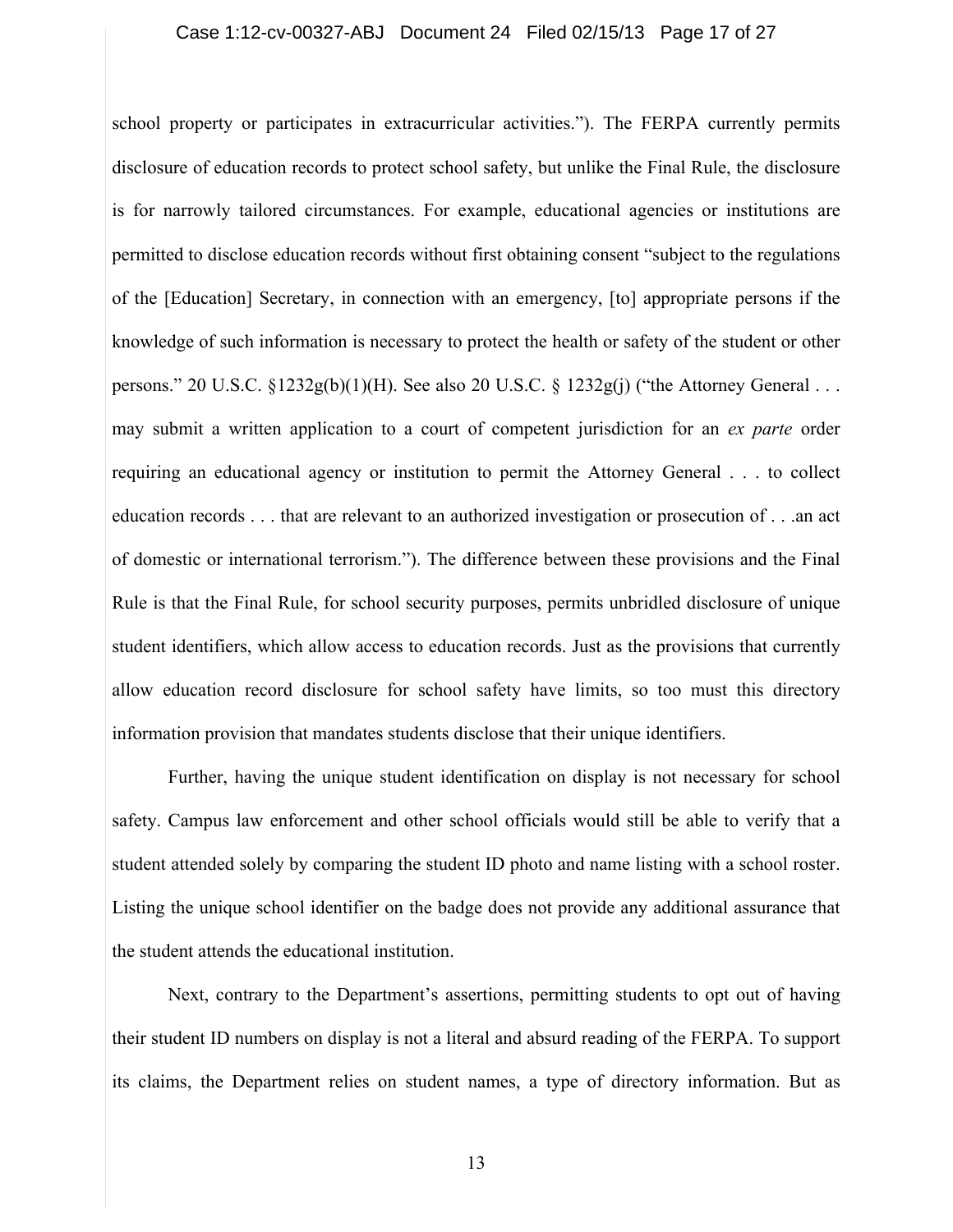school property or participates in extracurricular activities."). The FERPA currently permits disclosure of education records to protect school safety, but unlike the Final Rule, the disclosure is for narrowly tailored circumstances. For example, educational agencies or institutions are permitted to disclose education records without first obtaining consent "subject to the regulations of the [Education] Secretary, in connection with an emergency, [to] appropriate persons if the knowledge of such information is necessary to protect the health or safety of the student or other persons." 20 U.S.C. §1232g(b)(1)(H). See also 20 U.S.C. § 1232g(j) ("the Attorney General . . . may submit a written application to a court of competent jurisdiction for an *ex parte* order requiring an educational agency or institution to permit the Attorney General . . . to collect education records . . . that are relevant to an authorized investigation or prosecution of . . .an act of domestic or international terrorism."). The difference between these provisions and the Final Rule is that the Final Rule, for school security purposes, permits unbridled disclosure of unique student identifiers, which allow access to education records. Just as the provisions that currently allow education record disclosure for school safety have limits, so too must this directory information provision that mandates students disclose that their unique identifiers.

Further, having the unique student identification on display is not necessary for school safety. Campus law enforcement and other school officials would still be able to verify that a student attended solely by comparing the student ID photo and name listing with a school roster. Listing the unique school identifier on the badge does not provide any additional assurance that the student attends the educational institution.

Next, contrary to the Department's assertions, permitting students to opt out of having their student ID numbers on display is not a literal and absurd reading of the FERPA. To support its claims, the Department relies on student names, a type of directory information. But as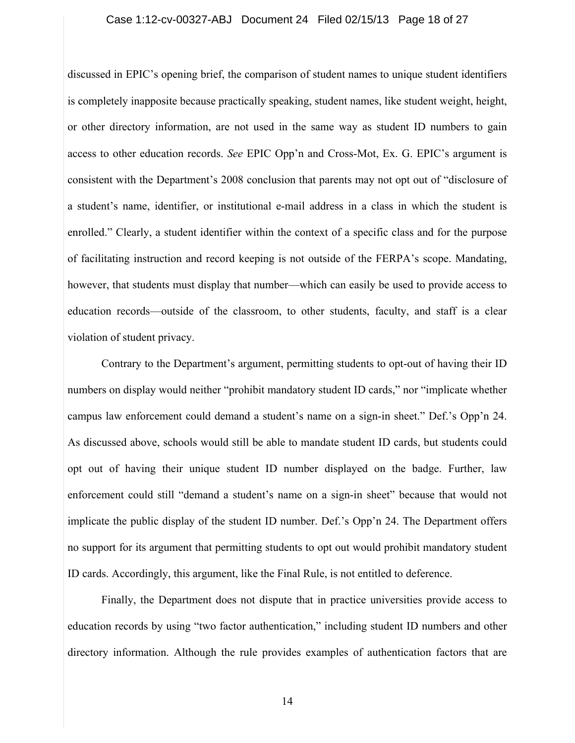discussed in EPIC's opening brief, the comparison of student names to unique student identifiers is completely inapposite because practically speaking, student names, like student weight, height, or other directory information, are not used in the same way as student ID numbers to gain access to other education records. *See* EPIC Opp'n and Cross-Mot, Ex. G. EPIC's argument is consistent with the Department's 2008 conclusion that parents may not opt out of "disclosure of a student's name, identifier, or institutional e-mail address in a class in which the student is enrolled." Clearly, a student identifier within the context of a specific class and for the purpose of facilitating instruction and record keeping is not outside of the FERPA's scope. Mandating, however, that students must display that number—which can easily be used to provide access to education records—outside of the classroom, to other students, faculty, and staff is a clear violation of student privacy.

Contrary to the Department's argument, permitting students to opt-out of having their ID numbers on display would neither "prohibit mandatory student ID cards," nor "implicate whether campus law enforcement could demand a student's name on a sign-in sheet." Def.'s Opp'n 24. As discussed above, schools would still be able to mandate student ID cards, but students could opt out of having their unique student ID number displayed on the badge. Further, law enforcement could still "demand a student's name on a sign-in sheet" because that would not implicate the public display of the student ID number. Def.'s Opp'n 24. The Department offers no support for its argument that permitting students to opt out would prohibit mandatory student ID cards. Accordingly, this argument, like the Final Rule, is not entitled to deference.

Finally, the Department does not dispute that in practice universities provide access to education records by using "two factor authentication," including student ID numbers and other directory information. Although the rule provides examples of authentication factors that are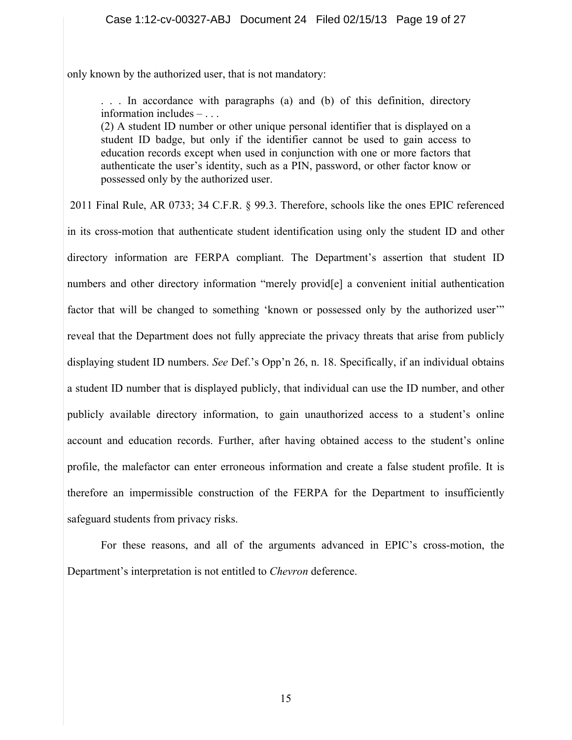only known by the authorized user, that is not mandatory:

> . . . In accordance with paragraphs (a) and (b) of this definition, directory information includes – . . .
> (2) A student ID number or other unique personal identifier that is displayed on a student ID badge, but only if the identifier cannot be used to gain access to education records except when used in conjunction with one or more factors that authenticate the user's identity, such as a PIN, password, or other factor know or possessed only by the authorized user.

2011 Final Rule, AR 0733; 34 C.F.R. § 99.3. Therefore, schools like the ones EPIC referenced in its cross-motion that authenticate student identification using only the student ID and other directory information are FERPA compliant. The Department's assertion that student ID numbers and other directory information "merely provid[e] a convenient initial authentication factor that will be changed to something 'known or possessed only by the authorized user'" reveal that the Department does not fully appreciate the privacy threats that arise from publicly displaying student ID numbers. *See* Def.'s Opp'n 26, n. 18. Specifically, if an individual obtains a student ID number that is displayed publicly, that individual can use the ID number, and other publicly available directory information, to gain unauthorized access to a student's online account and education records. Further, after having obtained access to the student's online profile, the malefactor can enter erroneous information and create a false student profile. It is therefore an impermissible construction of the FERPA for the Department to insufficiently safeguard students from privacy risks.

For these reasons, and all of the arguments advanced in EPIC's cross-motion, the Department's interpretation is not entitled to *Chevron* deference.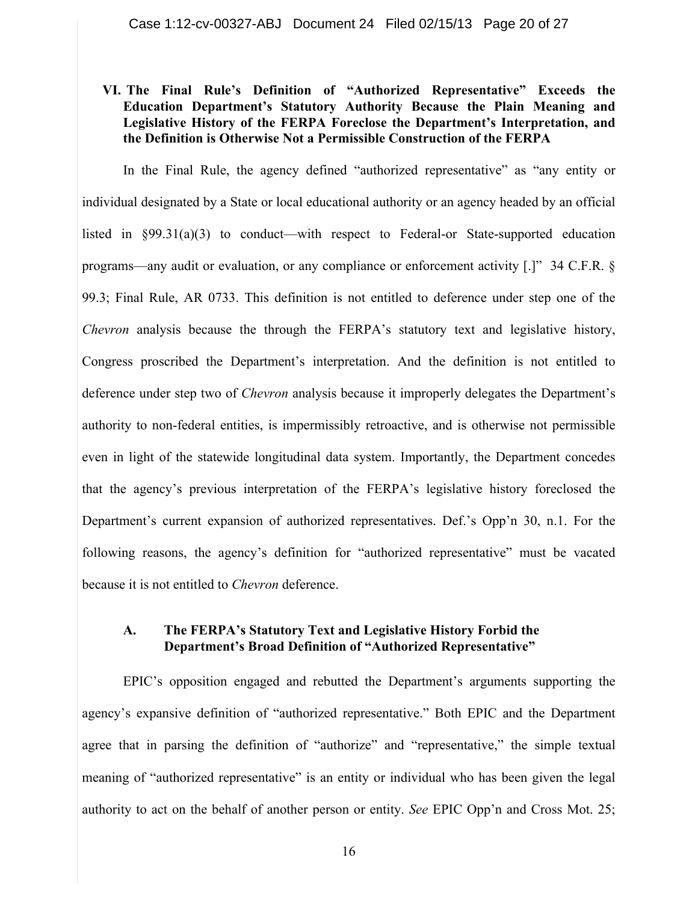## VI. The Final Rule's Definition of "Authorized Representative" Exceeds the Education Department's Statutory Authority Because the Plain Meaning and Legislative History of the FERPA Foreclose the Department's Interpretation, and the Definition is Otherwise Not a Permissible Construction of the FERPA

In the Final Rule, the agency defined "authorized representative" as "any entity or individual designated by a State or local educational authority or an agency headed by an official listed in §99.31(a)(3) to conduct—with respect to Federal-or State-supported education programs—any audit or evaluation, or any compliance or enforcement activity [.]" 34 C.F.R. § 99.3; Final Rule, AR 0733. This definition is not entitled to deference under step one of the *Chevron* analysis because the through the FERPA's statutory text and legislative history, Congress proscribed the Department's interpretation. And the definition is not entitled to deference under step two of *Chevron* analysis because it improperly delegates the Department's authority to non-federal entities, is impermissibly retroactive, and is otherwise not permissible even in light of the statewide longitudinal data system. Importantly, the Department concedes that the agency's previous interpretation of the FERPA's legislative history foreclosed the Department's current expansion of authorized representatives. Def.'s Opp'n 30, n.1. For the following reasons, the agency's definition for "authorized representative" must be vacated because it is not entitled to *Chevron* deference.

### A. The FERPA's Statutory Text and Legislative History Forbid the Department's Broad Definition of "Authorized Representative"

EPIC's opposition engaged and rebutted the Department's arguments supporting the agency's expansive definition of "authorized representative." Both EPIC and the Department agree that in parsing the definition of "authorize" and "representative," the simple textual meaning of "authorized representative" is an entity or individual who has been given the legal authority to act on the behalf of another person or entity. *See* EPIC Opp'n and Cross Mot. 25;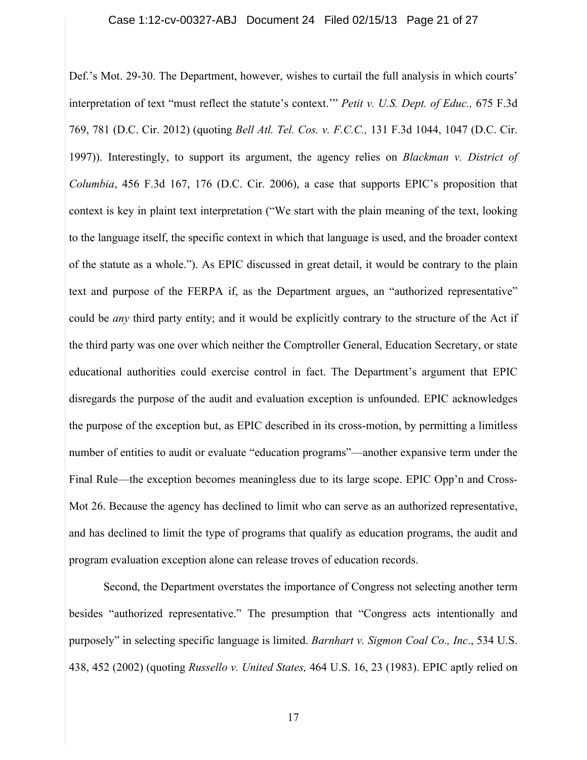Def.'s Mot. 29-30. The Department, however, wishes to curtail the full analysis in which courts' interpretation of text "must reflect the statute's context.'" *Petit v. U.S. Dept. of Educ.,* 675 F.3d 769, 781 (D.C. Cir. 2012) (quoting *Bell Atl. Tel. Cos. v. F.C.C.,* 131 F.3d 1044, 1047 (D.C. Cir. 1997)). Interestingly, to support its argument, the agency relies on *Blackman v. District of Columbia*, 456 F.3d 167, 176 (D.C. Cir. 2006), a case that supports EPIC's proposition that context is key in plaint text interpretation ("We start with the plain meaning of the text, looking to the language itself, the specific context in which that language is used, and the broader context of the statute as a whole."). As EPIC discussed in great detail, it would be contrary to the plain text and purpose of the FERPA if, as the Department argues, an "authorized representative" could be *any* third party entity; and it would be explicitly contrary to the structure of the Act if the third party was one over which neither the Comptroller General, Education Secretary, or state educational authorities could exercise control in fact. The Department's argument that EPIC disregards the purpose of the audit and evaluation exception is unfounded. EPIC acknowledges the purpose of the exception but, as EPIC described in its cross-motion, by permitting a limitless number of entities to audit or evaluate "education programs"—another expansive term under the Final Rule—the exception becomes meaningless due to its large scope. EPIC Opp'n and Cross-Mot 26. Because the agency has declined to limit who can serve as an authorized representative, and has declined to limit the type of programs that qualify as education programs, the audit and program evaluation exception alone can release troves of education records.

Second, the Department overstates the importance of Congress not selecting another term besides "authorized representative." The presumption that "Congress acts intentionally and purposely" in selecting specific language is limited. *Barnhart v. Sigmon Coal Co., Inc*., 534 U.S. 438, 452 (2002) (quoting *Russello v. United States,* 464 U.S. 16, 23 (1983). EPIC aptly relied on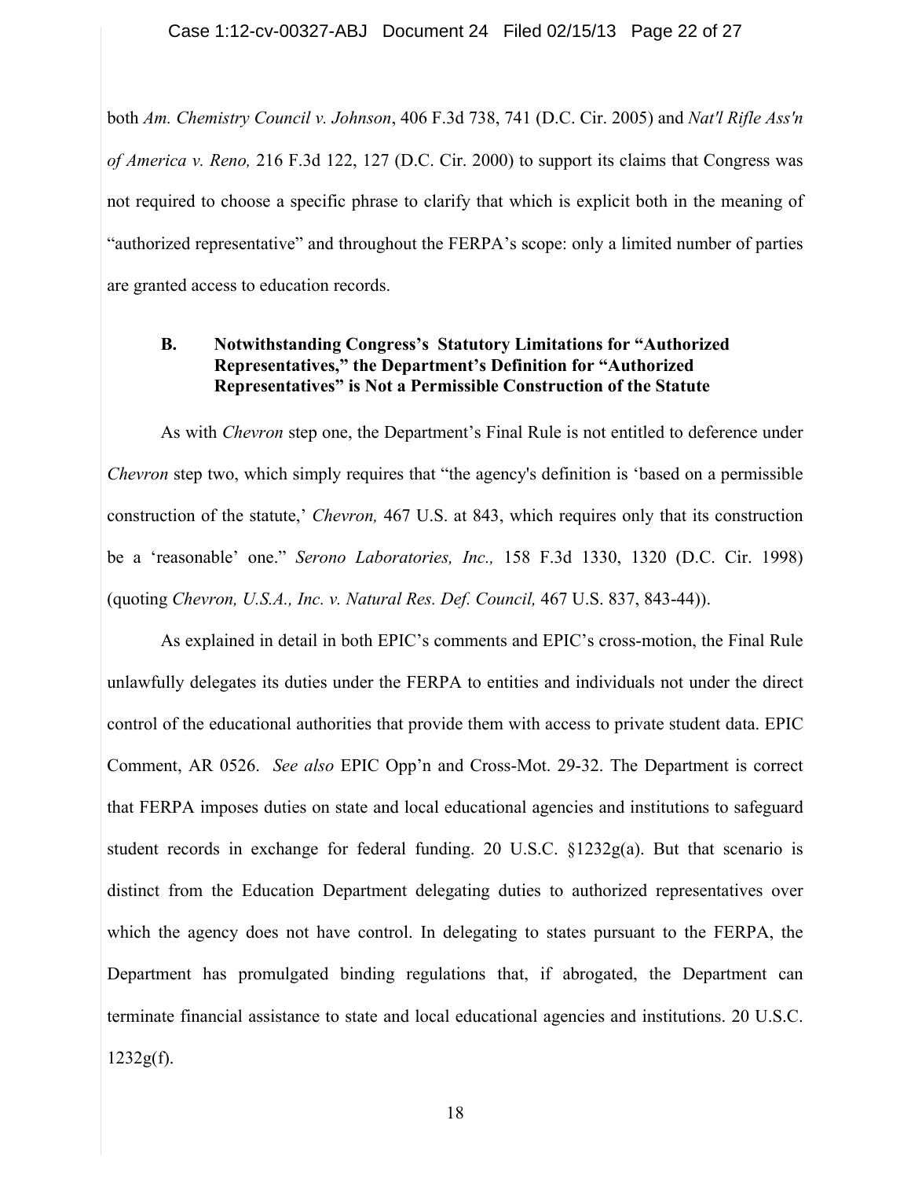both *Am. Chemistry Council v. Johnson*, 406 F.3d 738, 741 (D.C. Cir. 2005) and *Nat'l Rifle Ass'n of America v. Reno,* 216 F.3d 122, 127 (D.C. Cir. 2000) to support its claims that Congress was not required to choose a specific phrase to clarify that which is explicit both in the meaning of "authorized representative" and throughout the FERPA's scope: only a limited number of parties are granted access to education records.

### B. Notwithstanding Congress's Statutory Limitations for "Authorized Representatives," the Department's Definition for "Authorized Representatives" is Not a Permissible Construction of the Statute

As with *Chevron* step one, the Department's Final Rule is not entitled to deference under *Chevron* step two, which simply requires that "the agency's definition is 'based on a permissible construction of the statute,' *Chevron,* 467 U.S. at 843, which requires only that its construction be a 'reasonable' one." *Serono Laboratories, Inc.,* 158 F.3d 1330, 1320 (D.C. Cir. 1998) (quoting *Chevron, U.S.A., Inc. v. Natural Res. Def. Council,* 467 U.S. 837, 843-44)).

As explained in detail in both EPIC's comments and EPIC's cross-motion, the Final Rule unlawfully delegates its duties under the FERPA to entities and individuals not under the direct control of the educational authorities that provide them with access to private student data. EPIC Comment, AR 0526. *See also* EPIC Opp'n and Cross-Mot. 29-32. The Department is correct that FERPA imposes duties on state and local educational agencies and institutions to safeguard student records in exchange for federal funding. 20 U.S.C. §1232g(a). But that scenario is distinct from the Education Department delegating duties to authorized representatives over which the agency does not have control. In delegating to states pursuant to the FERPA, the Department has promulgated binding regulations that, if abrogated, the Department can terminate financial assistance to state and local educational agencies and institutions. 20 U.S.C. 1232g(f).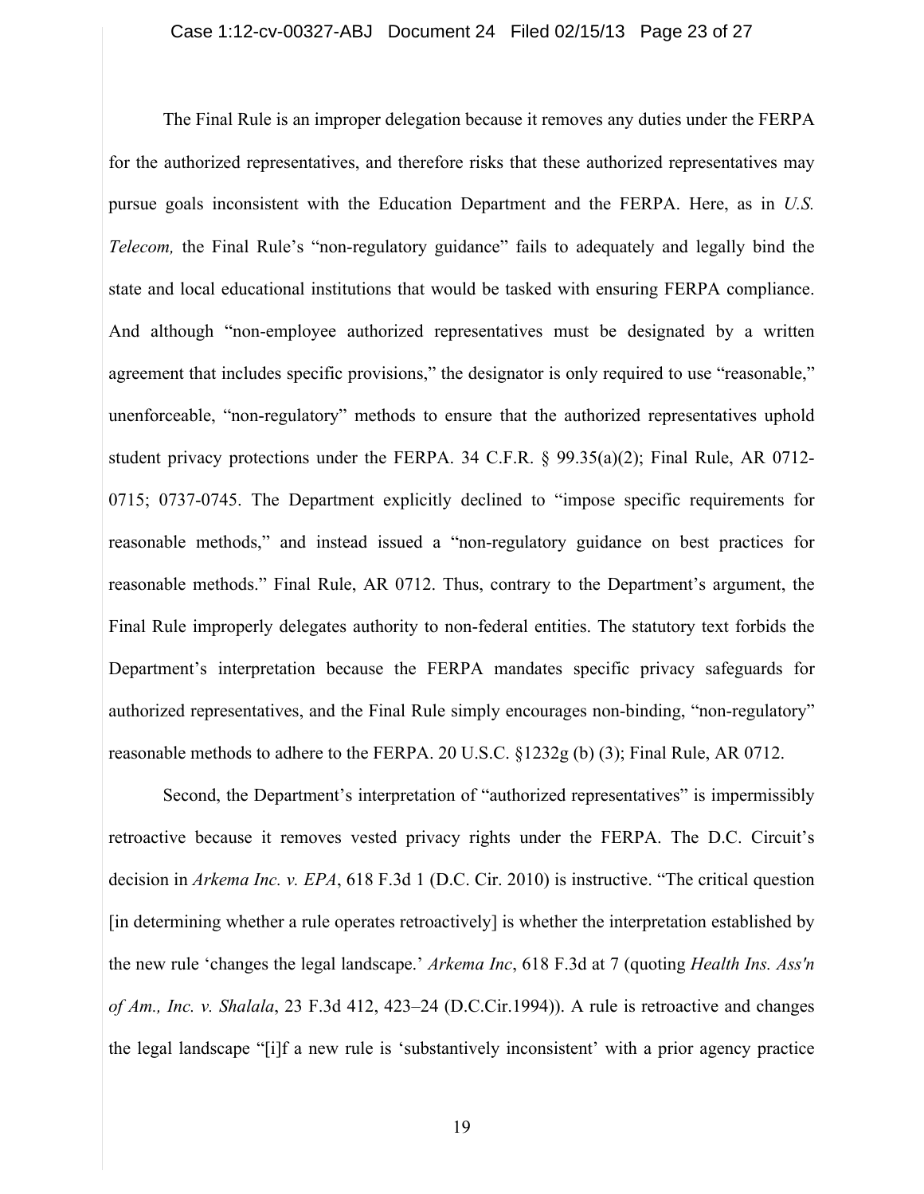The Final Rule is an improper delegation because it removes any duties under the FERPA for the authorized representatives, and therefore risks that these authorized representatives may pursue goals inconsistent with the Education Department and the FERPA. Here, as in *U.S. Telecom,* the Final Rule's "non-regulatory guidance" fails to adequately and legally bind the state and local educational institutions that would be tasked with ensuring FERPA compliance. And although "non-employee authorized representatives must be designated by a written agreement that includes specific provisions," the designator is only required to use "reasonable," unenforceable, "non-regulatory" methods to ensure that the authorized representatives uphold student privacy protections under the FERPA. 34 C.F.R. § 99.35(a)(2); Final Rule, AR 0712-0715; 0737-0745. The Department explicitly declined to "impose specific requirements for reasonable methods," and instead issued a "non-regulatory guidance on best practices for reasonable methods." Final Rule, AR 0712. Thus, contrary to the Department's argument, the Final Rule improperly delegates authority to non-federal entities. The statutory text forbids the Department's interpretation because the FERPA mandates specific privacy safeguards for authorized representatives, and the Final Rule simply encourages non-binding, "non-regulatory" reasonable methods to adhere to the FERPA. 20 U.S.C. §1232g (b) (3); Final Rule, AR 0712.

Second, the Department's interpretation of "authorized representatives" is impermissibly retroactive because it removes vested privacy rights under the FERPA. The D.C. Circuit's decision in *Arkema Inc. v. EPA*, 618 F.3d 1 (D.C. Cir. 2010) is instructive. "The critical question [in determining whether a rule operates retroactively] is whether the interpretation established by the new rule 'changes the legal landscape.' *Arkema Inc*, 618 F.3d at 7 (quoting *Health Ins. Ass'n of Am., Inc. v. Shalala*, 23 F.3d 412, 423–24 (D.C.Cir.1994)). A rule is retroactive and changes the legal landscape "[i]f a new rule is 'substantively inconsistent' with a prior agency practice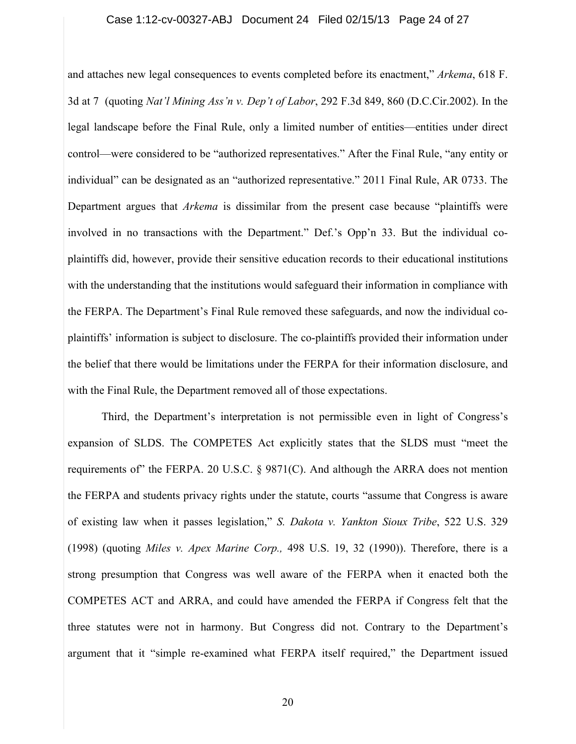and attaches new legal consequences to events completed before its enactment," *Arkema*, 618 F. 3d at 7 (quoting *Nat'l Mining Ass'n v. Dep't of Labor*, 292 F.3d 849, 860 (D.C.Cir.2002). In the legal landscape before the Final Rule, only a limited number of entities—entities under direct control—were considered to be "authorized representatives." After the Final Rule, "any entity or individual" can be designated as an "authorized representative." 2011 Final Rule, AR 0733. The Department argues that *Arkema* is dissimilar from the present case because "plaintiffs were involved in no transactions with the Department." Def.'s Opp'n 33. But the individual co-plaintiffs did, however, provide their sensitive education records to their educational institutions with the understanding that the institutions would safeguard their information in compliance with the FERPA. The Department's Final Rule removed these safeguards, and now the individual co-plaintiffs' information is subject to disclosure. The co-plaintiffs provided their information under the belief that there would be limitations under the FERPA for their information disclosure, and with the Final Rule, the Department removed all of those expectations.

Third, the Department's interpretation is not permissible even in light of Congress's expansion of SLDS. The COMPETES Act explicitly states that the SLDS must "meet the requirements of" the FERPA. 20 U.S.C. § 9871(C). And although the ARRA does not mention the FERPA and students privacy rights under the statute, courts "assume that Congress is aware of existing law when it passes legislation," *S. Dakota v. Yankton Sioux Tribe*, 522 U.S. 329 (1998) (quoting *Miles v. Apex Marine Corp.,* 498 U.S. 19, 32 (1990)). Therefore, there is a strong presumption that Congress was well aware of the FERPA when it enacted both the COMPETES ACT and ARRA, and could have amended the FERPA if Congress felt that the three statutes were not in harmony. But Congress did not. Contrary to the Department's argument that it "simple re-examined what FERPA itself required," the Department issued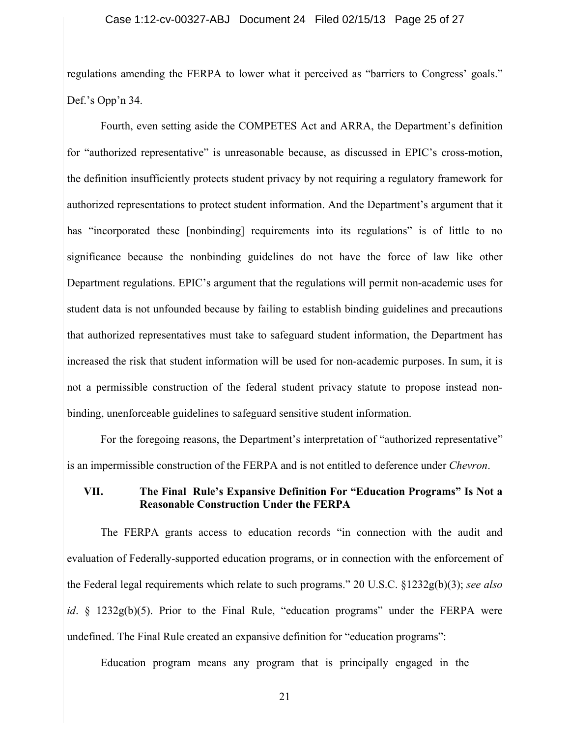regulations amending the FERPA to lower what it perceived as "barriers to Congress' goals." Def.'s Opp'n 34.

Fourth, even setting aside the COMPETES Act and ARRA, the Department's definition for "authorized representative" is unreasonable because, as discussed in EPIC's cross-motion, the definition insufficiently protects student privacy by not requiring a regulatory framework for authorized representations to protect student information. And the Department's argument that it has "incorporated these [nonbinding] requirements into its regulations" is of little to no significance because the nonbinding guidelines do not have the force of law like other Department regulations. EPIC's argument that the regulations will permit non-academic uses for student data is not unfounded because by failing to establish binding guidelines and precautions that authorized representatives must take to safeguard student information, the Department has increased the risk that student information will be used for non-academic purposes. In sum, it is not a permissible construction of the federal student privacy statute to propose instead non-binding, unenforceable guidelines to safeguard sensitive student information.

For the foregoing reasons, the Department's interpretation of "authorized representative" is an impermissible construction of the FERPA and is not entitled to deference under *Chevron*.

### VII. The Final Rule's Expansive Definition For "Education Programs" Is Not a Reasonable Construction Under the FERPA

The FERPA grants access to education records "in connection with the audit and evaluation of Federally-supported education programs, or in connection with the enforcement of the Federal legal requirements which relate to such programs." 20 U.S.C. §1232g(b)(3); *see also id*. § 1232g(b)(5). Prior to the Final Rule, "education programs" under the FERPA were undefined. The Final Rule created an expansive definition for "education programs":

Education program means any program that is principally engaged in the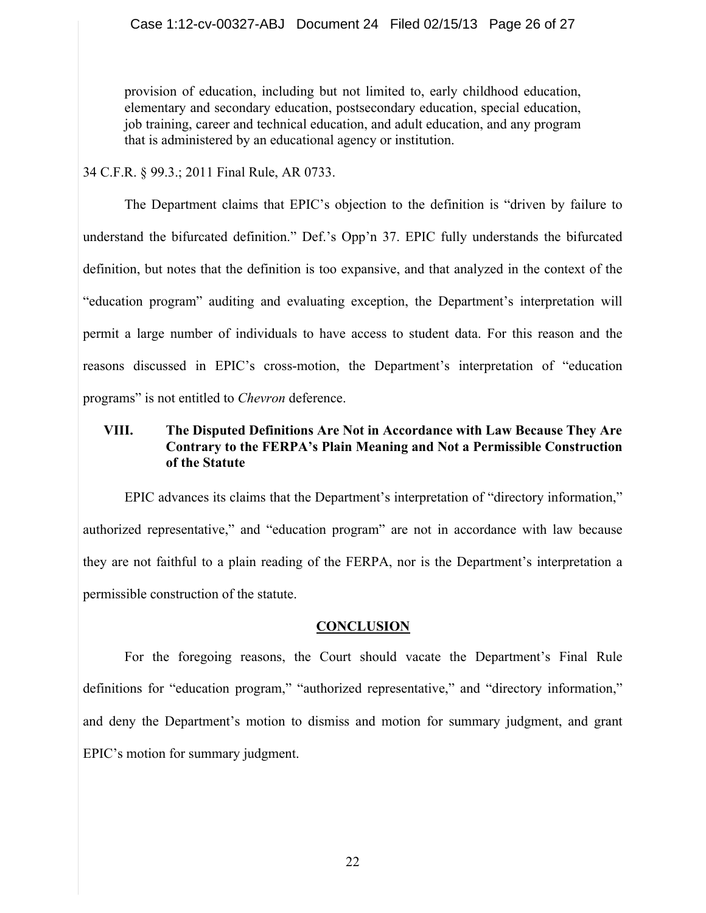> provision of education, including but not limited to, early childhood education, elementary and secondary education, postsecondary education, special education, job training, career and technical education, and adult education, and any program that is administered by an educational agency or institution.

34 C.F.R. § 99.3.; 2011 Final Rule, AR 0733.

The Department claims that EPIC's objection to the definition is "driven by failure to understand the bifurcated definition." Def.'s Opp'n 37. EPIC fully understands the bifurcated definition, but notes that the definition is too expansive, and that analyzed in the context of the "education program" auditing and evaluating exception, the Department's interpretation will permit a large number of individuals to have access to student data. For this reason and the reasons discussed in EPIC's cross-motion, the Department's interpretation of "education programs" is not entitled to *Chevron* deference.

### VIII. The Disputed Definitions Are Not in Accordance with Law Because They Are Contrary to the FERPA's Plain Meaning and Not a Permissible Construction of the Statute

EPIC advances its claims that the Department's interpretation of "directory information," authorized representative," and "education program" are not in accordance with law because they are not faithful to a plain reading of the FERPA, nor is the Department's interpretation a permissible construction of the statute.

## CONCLUSION

For the foregoing reasons, the Court should vacate the Department's Final Rule definitions for "education program," "authorized representative," and "directory information," and deny the Department's motion to dismiss and motion for summary judgment, and grant EPIC's motion for summary judgment.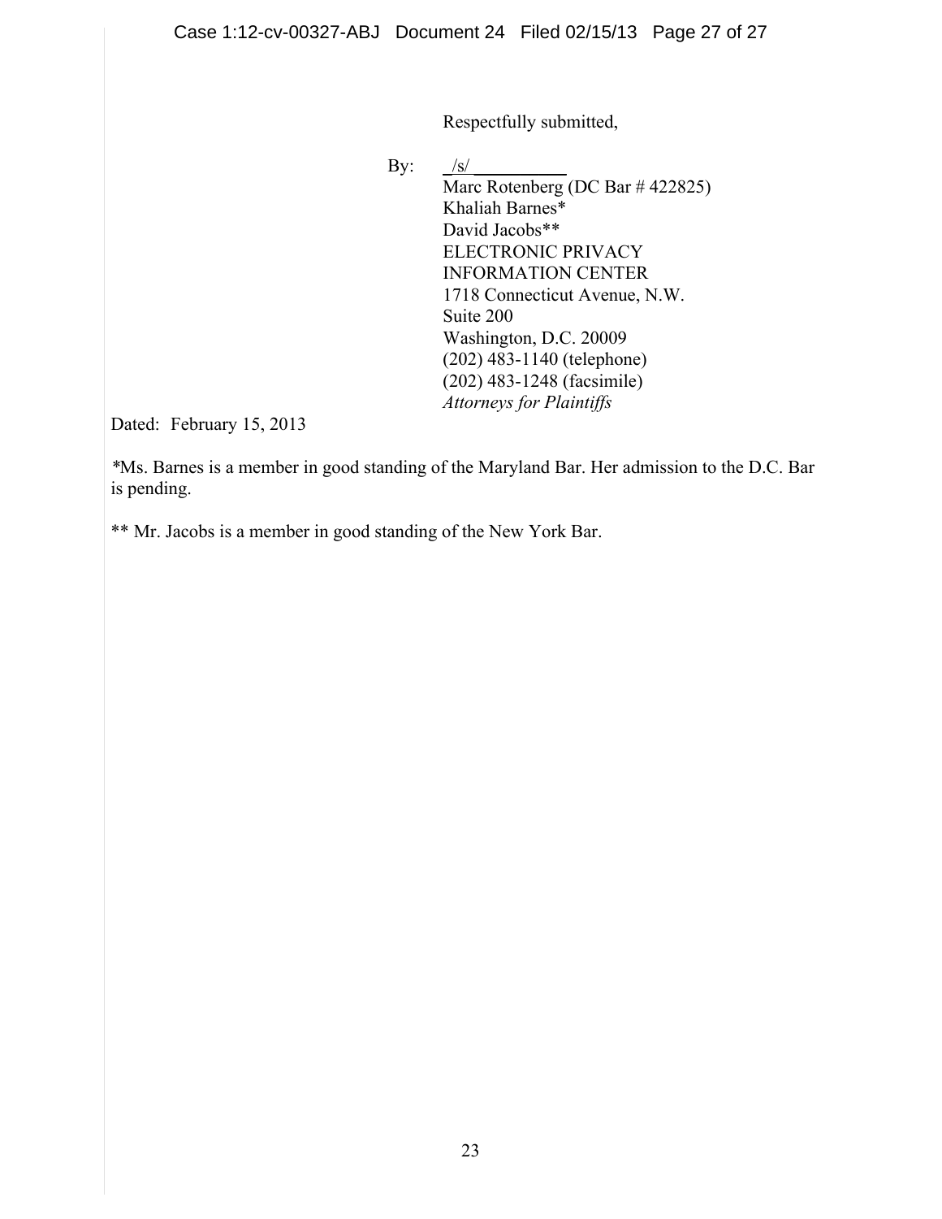Respectfully submitted,

By: _/s/__________
Marc Rotenberg (DC Bar # 422825)
Khaliah Barnes*
David Jacobs**
ELECTRONIC PRIVACY
INFORMATION CENTER
1718 Connecticut Avenue, N.W.
Suite 200
Washington, D.C. 20009
(202) 483-1140 (telephone)
(202) 483-1248 (facsimile)
*Attorneys for Plaintiffs*

Dated: February 15, 2013

*Ms. Barnes is a member in good standing of the Maryland Bar. Her admission to the D.C. Bar is pending.

** Mr. Jacobs is a member in good standing of the New York Bar.